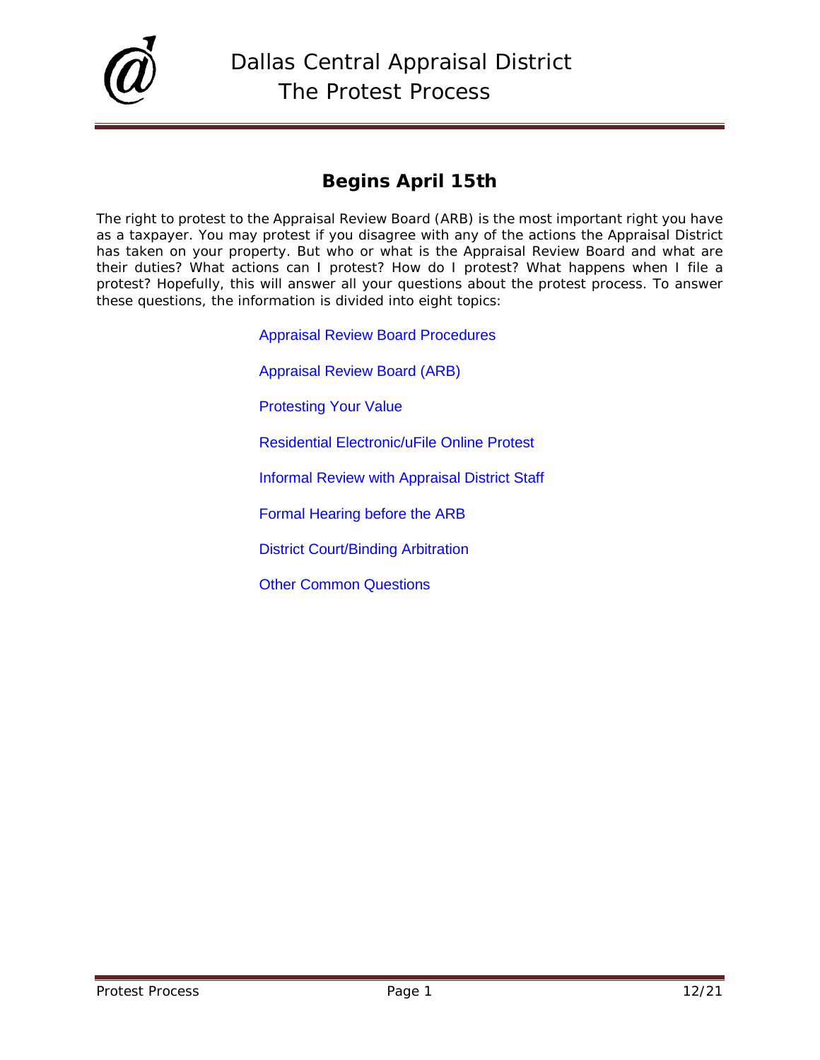# Dallas Central Appraisal District
# The Protest Process

## Begins April 15th

The right to protest to the Appraisal Review Board (ARB) is the most important right you have as a taxpayer. You may protest if you disagree with any of the actions the Appraisal District has taken on your property. But who or what is the Appraisal Review Board and what are their duties? What actions can I protest? How do I protest? What happens when I file a protest? Hopefully, this will answer all your questions about the protest process. To answer these questions, the information is divided into eight topics:

- Appraisal Review Board Procedures
- Appraisal Review Board (ARB)
- Protesting Your Value
- Residential Electronic/uFile Online Protest
- Informal Review with Appraisal District Staff
- Formal Hearing before the ARB
- District Court/Binding Arbitration
- Other Common Questions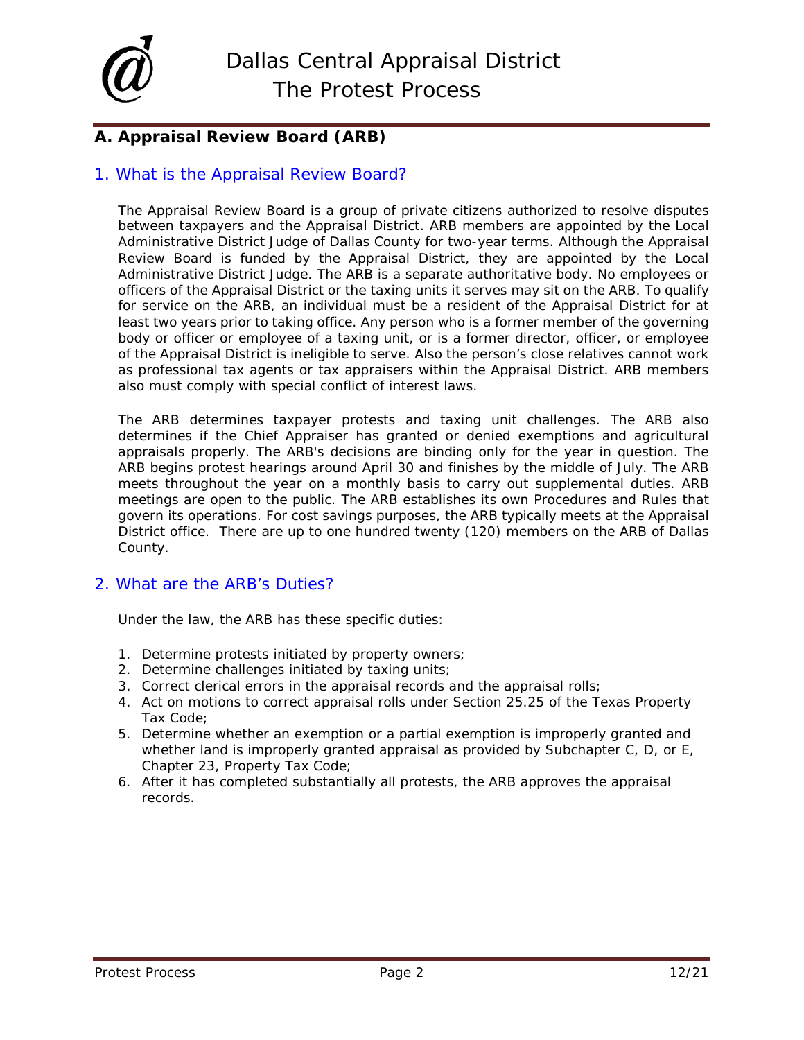## A. Appraisal Review Board (ARB)

### 1. What is the Appraisal Review Board?

The Appraisal Review Board is a group of private citizens authorized to resolve disputes between taxpayers and the Appraisal District. ARB members are appointed by the Local Administrative District Judge of Dallas County for two-year terms. Although the Appraisal Review Board is funded by the Appraisal District, they are appointed by the Local Administrative District Judge. The ARB is a separate authoritative body. No employees or officers of the Appraisal District or the taxing units it serves may sit on the ARB. To qualify for service on the ARB, an individual must be a resident of the Appraisal District for at least two years prior to taking office. Any person who is a former member of the governing body or officer or employee of a taxing unit, or is a former director, officer, or employee of the Appraisal District is ineligible to serve. Also the person's close relatives cannot work as professional tax agents or tax appraisers within the Appraisal District. ARB members also must comply with special conflict of interest laws.

The ARB determines taxpayer protests and taxing unit challenges. The ARB also determines if the Chief Appraiser has granted or denied exemptions and agricultural appraisals properly. The ARB's decisions are binding only for the year in question. The ARB begins protest hearings around April 30 and finishes by the middle of July. The ARB meets throughout the year on a monthly basis to carry out supplemental duties. ARB meetings are open to the public. The ARB establishes its own Procedures and Rules that govern its operations. For cost savings purposes, the ARB typically meets at the Appraisal District office. There are up to one hundred twenty (120) members on the ARB of Dallas County.

### 2. What are the ARB's Duties?

Under the law, the ARB has these specific duties:

1. Determine protests initiated by property owners;
2. Determine challenges initiated by taxing units;
3. Correct clerical errors in the appraisal records and the appraisal rolls;
4. Act on motions to correct appraisal rolls under Section 25.25 of the Texas Property Tax Code;
5. Determine whether an exemption or a partial exemption is improperly granted and whether land is improperly granted appraisal as provided by Subchapter C, D, or E, Chapter 23, Property Tax Code;
6. After it has completed substantially all protests, the ARB approves the appraisal records.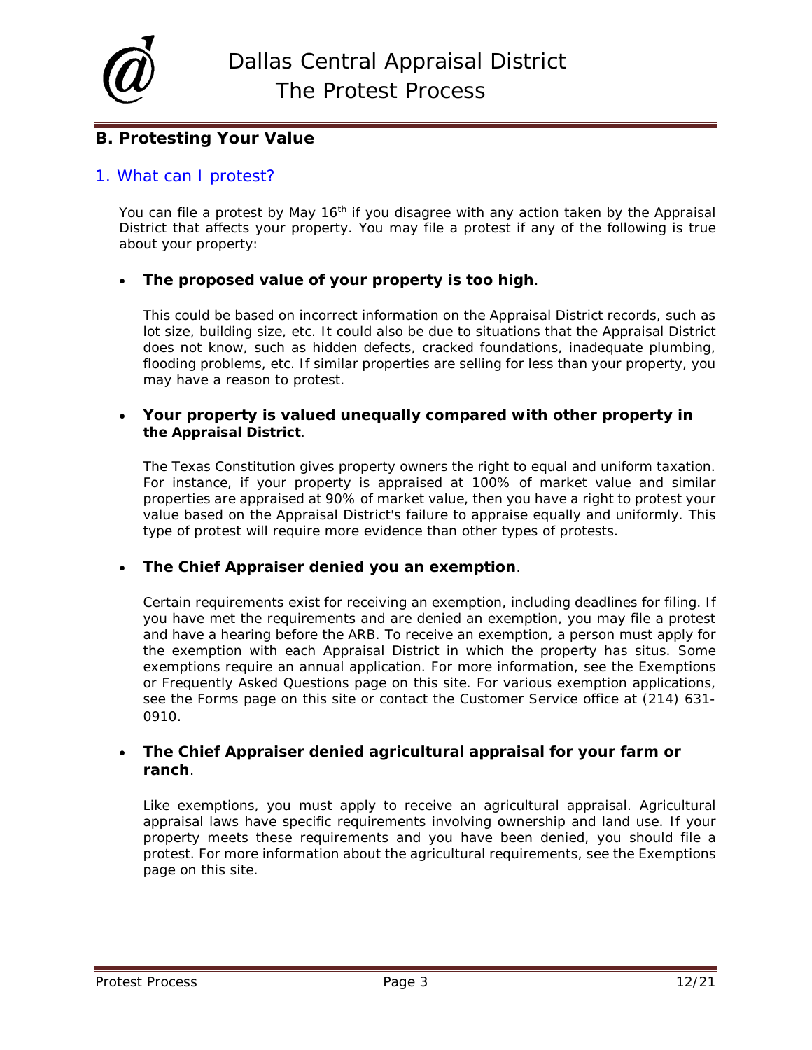## B. Protesting Your Value

### 1. What can I protest?

You can file a protest by May 16th if you disagree with any action taken by the Appraisal District that affects your property. You may file a protest if any of the following is true about your property:

- **The proposed value of your property is too high**.

  This could be based on incorrect information on the Appraisal District records, such as lot size, building size, etc. It could also be due to situations that the Appraisal District does not know, such as hidden defects, cracked foundations, inadequate plumbing, flooding problems, etc. If similar properties are selling for less than your property, you may have a reason to protest.

- **Your property is valued unequally compared with other property in the Appraisal District**.

  The Texas Constitution gives property owners the right to equal and uniform taxation. For instance, if your property is appraised at 100% of market value and similar properties are appraised at 90% of market value, then you have a right to protest your value based on the Appraisal District's failure to appraise equally and uniformly. This type of protest will require more evidence than other types of protests.

- **The Chief Appraiser denied you an exemption**.

  Certain requirements exist for receiving an exemption, including deadlines for filing. If you have met the requirements and are denied an exemption, you may file a protest and have a hearing before the ARB. To receive an exemption, a person must apply for the exemption with each Appraisal District in which the property has situs. Some exemptions require an annual application. For more information, see the Exemptions or Frequently Asked Questions page on this site. For various exemption applications, see the Forms page on this site or contact the Customer Service office at (214) 631-0910.

- **The Chief Appraiser denied agricultural appraisal for your farm or ranch**.

  Like exemptions, you must apply to receive an agricultural appraisal. Agricultural appraisal laws have specific requirements involving ownership and land use. If your property meets these requirements and you have been denied, you should file a protest. For more information about the agricultural requirements, see the Exemptions page on this site.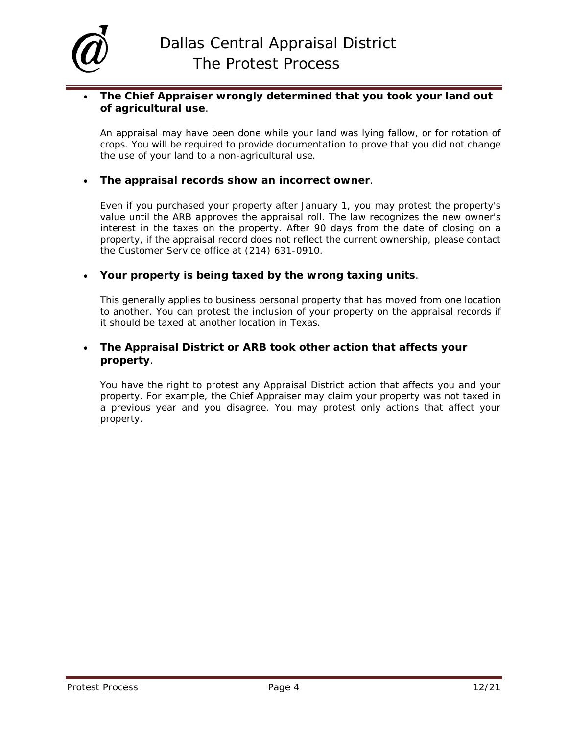- **The Chief Appraiser wrongly determined that you took your land out of agricultural use**.

  An appraisal may have been done while your land was lying fallow, or for rotation of crops. You will be required to provide documentation to prove that you did not change the use of your land to a non-agricultural use.

- **The appraisal records show an incorrect owner**.

  Even if you purchased your property after January 1, you may protest the property's value until the ARB approves the appraisal roll. The law recognizes the new owner's interest in the taxes on the property. After 90 days from the date of closing on a property, if the appraisal record does not reflect the current ownership, please contact the Customer Service office at (214) 631-0910.

- **Your property is being taxed by the wrong taxing units**.

  This generally applies to business personal property that has moved from one location to another. You can protest the inclusion of your property on the appraisal records if it should be taxed at another location in Texas.

- **The Appraisal District or ARB took other action that affects your property**.

  You have the right to protest any Appraisal District action that affects you and your property. For example, the Chief Appraiser may claim your property was not taxed in a previous year and you disagree. You may protest only actions that affect your property.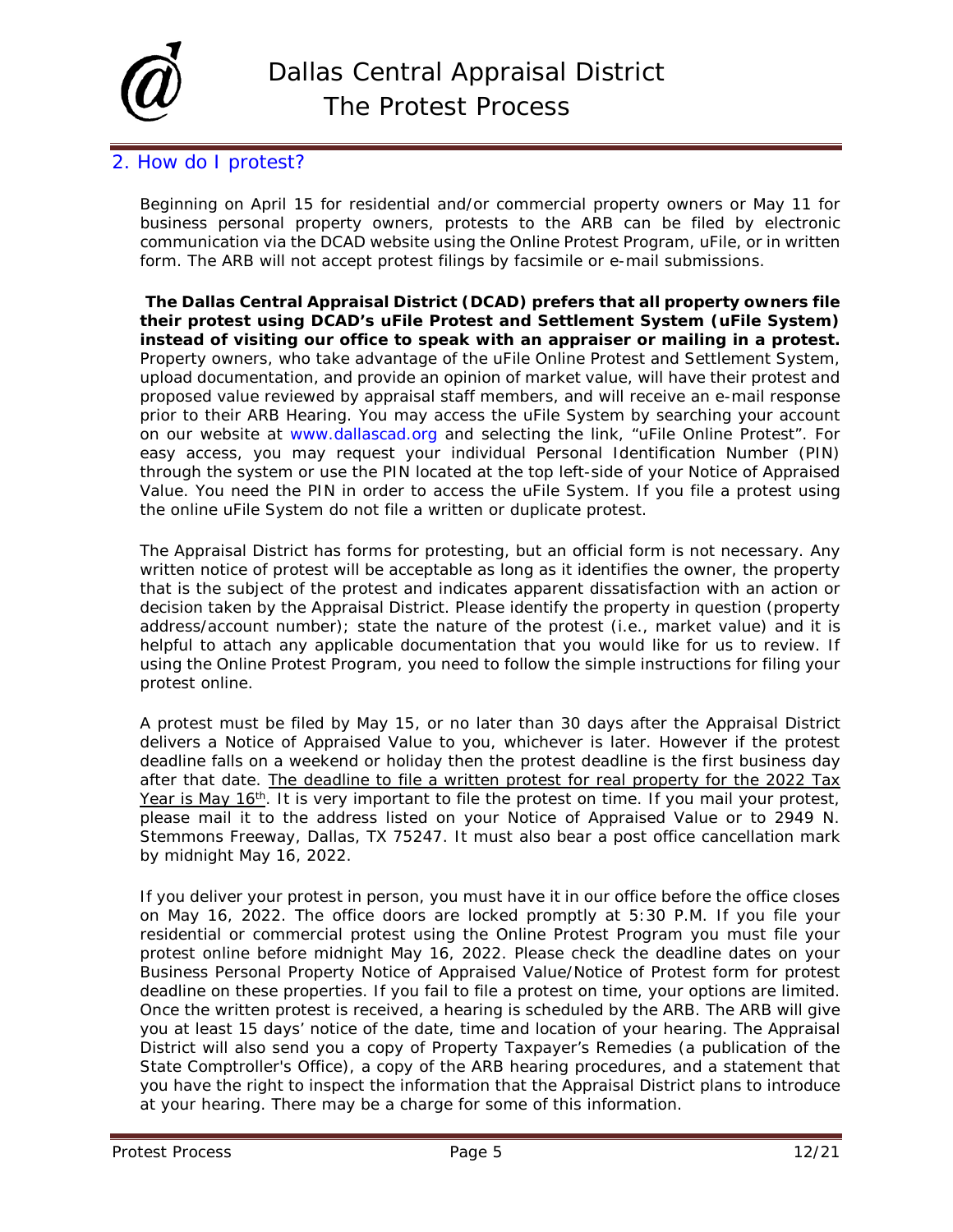## 2. How do I protest?

Beginning on April 15 for residential and/or commercial property owners or May 11 for business personal property owners, protests to the ARB can be filed by electronic communication via the DCAD website using the Online Protest Program, uFile, or in written form. The ARB will not accept protest filings by facsimile or e-mail submissions.

**The Dallas Central Appraisal District (DCAD) prefers that all property owners file their protest using DCAD's uFile Protest and Settlement System (uFile System) instead of visiting our office to speak with an appraiser or mailing in a protest.** Property owners, who take advantage of the uFile Online Protest and Settlement System, upload documentation, and provide an opinion of market value, will have their protest and proposed value reviewed by appraisal staff members, and will receive an e-mail response prior to their ARB Hearing. You may access the uFile System by searching your account on our website at www.dallascad.org and selecting the link, "uFile Online Protest". For easy access, you may request your individual Personal Identification Number (PIN) through the system or use the PIN located at the top left-side of your Notice of Appraised Value. You need the PIN in order to access the uFile System. If you file a protest using the online uFile System do not file a written or duplicate protest.

The Appraisal District has forms for protesting, but an official form is not necessary. Any written notice of protest will be acceptable as long as it identifies the owner, the property that is the subject of the protest and indicates apparent dissatisfaction with an action or decision taken by the Appraisal District. Please identify the property in question (property address/account number); state the nature of the protest (i.e., market value) and it is helpful to attach any applicable documentation that you would like for us to review. If using the Online Protest Program, you need to follow the simple instructions for filing your protest online.

A protest must be filed by May 15, or no later than 30 days after the Appraisal District delivers a Notice of Appraised Value to you, whichever is later. However if the protest deadline falls on a weekend or holiday then the protest deadline is the first business day after that date. The deadline to file a written protest for real property for the 2022 Tax Year is May 16th. It is very important to file the protest on time. If you mail your protest, please mail it to the address listed on your Notice of Appraised Value or to 2949 N. Stemmons Freeway, Dallas, TX 75247. It must also bear a post office cancellation mark by midnight May 16, 2022.

If you deliver your protest in person, you must have it in our office before the office closes on May 16, 2022. The office doors are locked promptly at 5:30 P.M. If you file your residential or commercial protest using the Online Protest Program you must file your protest online before midnight May 16, 2022. Please check the deadline dates on your Business Personal Property Notice of Appraised Value/Notice of Protest form for protest deadline on these properties. If you fail to file a protest on time, your options are limited. Once the written protest is received, a hearing is scheduled by the ARB. The ARB will give you at least 15 days' notice of the date, time and location of your hearing. The Appraisal District will also send you a copy of Property Taxpayer's Remedies (a publication of the State Comptroller's Office), a copy of the ARB hearing procedures, and a statement that you have the right to inspect the information that the Appraisal District plans to introduce at your hearing. There may be a charge for some of this information.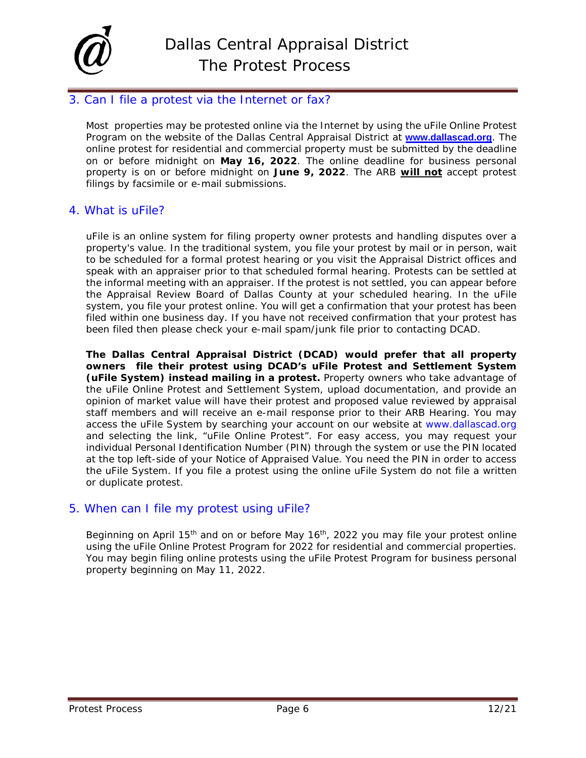## 3. Can I file a protest via the Internet or fax?

Most properties may be protested online via the Internet by using the uFile Online Protest Program on the website of the Dallas Central Appraisal District at **www.dallascad.org**. The online protest for residential and commercial property must be submitted by the deadline on or before midnight on **May 16, 2022**. The online deadline for business personal property is on or before midnight on **June 9, 2022**. The ARB **will not** accept protest filings by facsimile or e-mail submissions.

## 4. What is uFile?

uFile is an online system for filing property owner protests and handling disputes over a property's value. In the traditional system, you file your protest by mail or in person, wait to be scheduled for a formal protest hearing or you visit the Appraisal District offices and speak with an appraiser prior to that scheduled formal hearing. Protests can be settled at the informal meeting with an appraiser. If the protest is not settled, you can appear before the Appraisal Review Board of Dallas County at your scheduled hearing. In the uFile system, you file your protest online. You will get a confirmation that your protest has been filed within one business day. If you have not received confirmation that your protest has been filed then please check your e-mail spam/junk file prior to contacting DCAD.

**The Dallas Central Appraisal District (DCAD) would prefer that all property owners file their protest using DCAD's uFile Protest and Settlement System (uFile System) instead mailing in a protest.** Property owners who take advantage of the uFile Online Protest and Settlement System, upload documentation, and provide an opinion of market value will have their protest and proposed value reviewed by appraisal staff members and will receive an e-mail response prior to their ARB Hearing. You may access the uFile System by searching your account on our website at www.dallascad.org and selecting the link, "uFile Online Protest". For easy access, you may request your individual Personal Identification Number (PIN) through the system or use the PIN located at the top left-side of your Notice of Appraised Value. You need the PIN in order to access the uFile System. If you file a protest using the online uFile System do not file a written or duplicate protest.

## 5. When can I file my protest using uFile?

Beginning on April 15th and on or before May 16th, 2022 you may file your protest online using the uFile Online Protest Program for 2022 for residential and commercial properties. You may begin filing online protests using the uFile Protest Program for business personal property beginning on May 11, 2022.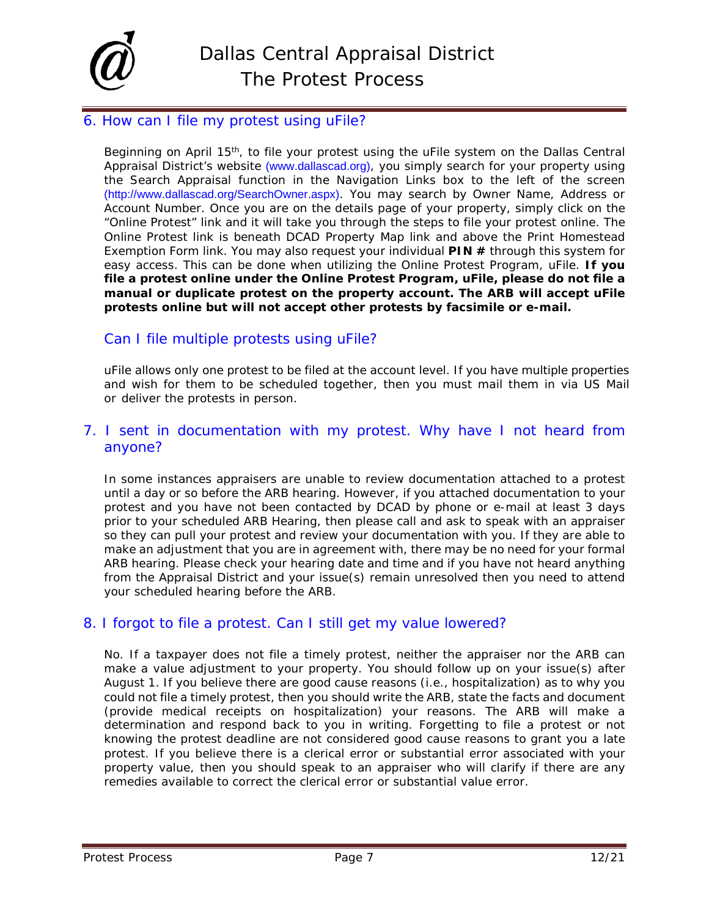## 6. How can I file my protest using uFile?

Beginning on April 15th, to file your protest using the uFile system on the Dallas Central Appraisal District's website (www.dallascad.org), you simply search for your property using the Search Appraisal function in the Navigation Links box to the left of the screen (http://www.dallascad.org/SearchOwner.aspx). You may search by Owner Name, Address or Account Number. Once you are on the details page of your property, simply click on the "Online Protest" link and it will take you through the steps to file your protest online. The Online Protest link is beneath DCAD Property Map link and above the Print Homestead Exemption Form link. You may also request your individual **PIN #** through this system for easy access. This can be done when utilizing the Online Protest Program, uFile. **If you file a protest online under the Online Protest Program, uFile, please do not file a manual or duplicate protest on the property account. The ARB will accept uFile protests online but will not accept other protests by facsimile or e-mail.**

### Can I file multiple protests using uFile?

uFile allows only one protest to be filed at the account level. If you have multiple properties and wish for them to be scheduled together, then you must mail them in via US Mail or deliver the protests in person.

## 7. I sent in documentation with my protest. Why have I not heard from anyone?

In some instances appraisers are unable to review documentation attached to a protest until a day or so before the ARB hearing. However, if you attached documentation to your protest and you have not been contacted by DCAD by phone or e-mail at least 3 days prior to your scheduled ARB Hearing, then please call and ask to speak with an appraiser so they can pull your protest and review your documentation with you. If they are able to make an adjustment that you are in agreement with, there may be no need for your formal ARB hearing. Please check your hearing date and time and if you have not heard anything from the Appraisal District and your issue(s) remain unresolved then you need to attend your scheduled hearing before the ARB.

## 8. I forgot to file a protest. Can I still get my value lowered?

No. If a taxpayer does not file a timely protest, neither the appraiser nor the ARB can make a value adjustment to your property. You should follow up on your issue(s) after August 1. If you believe there are good cause reasons (i.e., hospitalization) as to why you could not file a timely protest, then you should write the ARB, state the facts and document (provide medical receipts on hospitalization) your reasons. The ARB will make a determination and respond back to you in writing. Forgetting to file a protest or not knowing the protest deadline are not considered good cause reasons to grant you a late protest. If you believe there is a clerical error or substantial error associated with your property value, then you should speak to an appraiser who will clarify if there are any remedies available to correct the clerical error or substantial value error.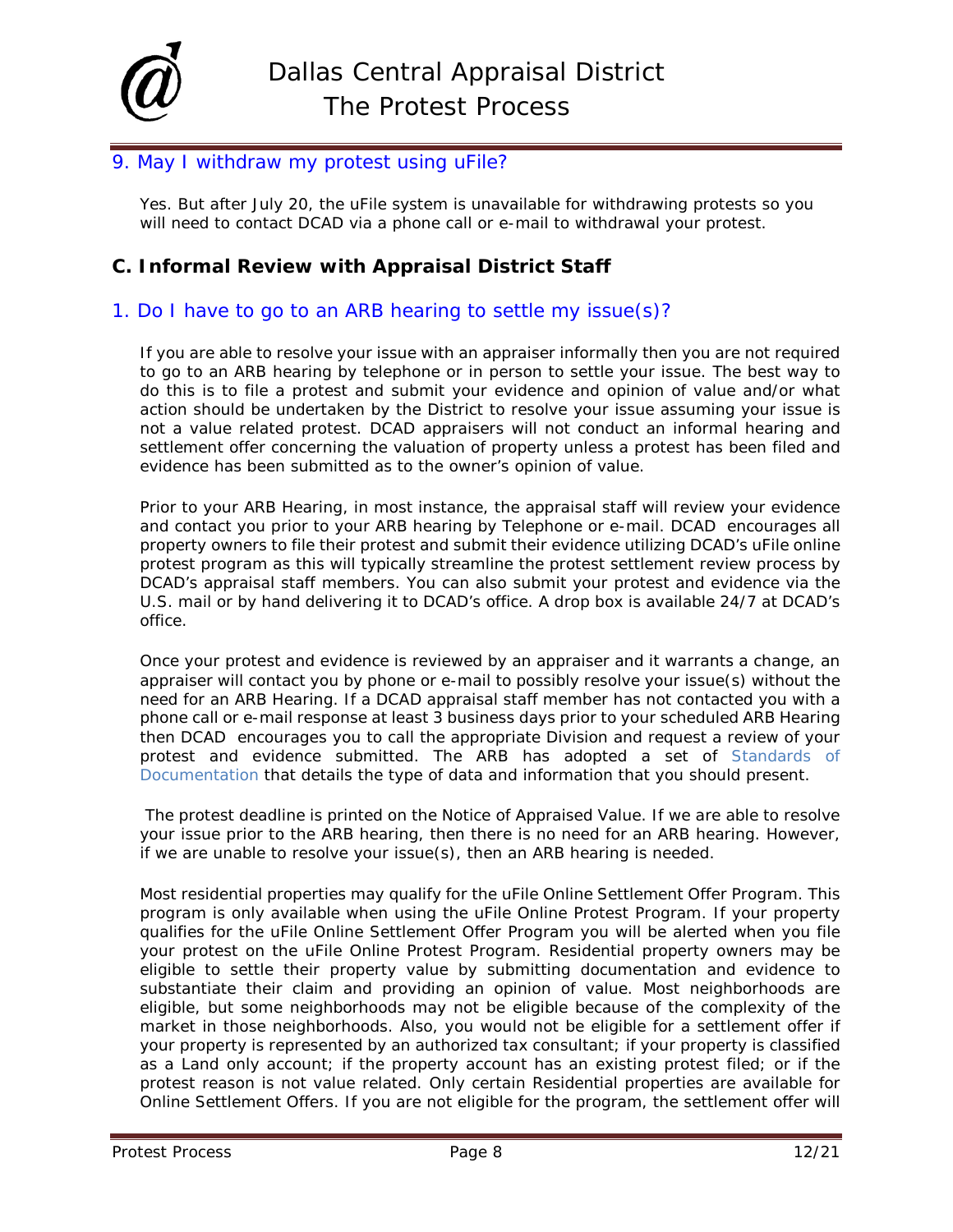### 9. May I withdraw my protest using uFile?

Yes. But after July 20, the uFile system is unavailable for withdrawing protests so you will need to contact DCAD via a phone call or e-mail to withdrawal your protest.

## C. Informal Review with Appraisal District Staff

### 1. Do I have to go to an ARB hearing to settle my issue(s)?

If you are able to resolve your issue with an appraiser informally then you are not required to go to an ARB hearing by telephone or in person to settle your issue. The best way to do this is to file a protest and submit your evidence and opinion of value and/or what action should be undertaken by the District to resolve your issue assuming your issue is not a value related protest. DCAD appraisers will not conduct an informal hearing and settlement offer concerning the valuation of property unless a protest has been filed and evidence has been submitted as to the owner's opinion of value.

Prior to your ARB Hearing, in most instance, the appraisal staff will review your evidence and contact you prior to your ARB hearing by Telephone or e-mail. DCAD encourages all property owners to file their protest and submit their evidence utilizing DCAD's uFile online protest program as this will typically streamline the protest settlement review process by DCAD's appraisal staff members. You can also submit your protest and evidence via the U.S. mail or by hand delivering it to DCAD's office. A drop box is available 24/7 at DCAD's office.

Once your protest and evidence is reviewed by an appraiser and it warrants a change, an appraiser will contact you by phone or e-mail to possibly resolve your issue(s) without the need for an ARB Hearing. If a DCAD appraisal staff member has not contacted you with a phone call or e-mail response at least 3 business days prior to your scheduled ARB Hearing then DCAD encourages you to call the appropriate Division and request a review of your protest and evidence submitted. The ARB has adopted a set of Standards of Documentation that details the type of data and information that you should present.

The protest deadline is printed on the Notice of Appraised Value. If we are able to resolve your issue prior to the ARB hearing, then there is no need for an ARB hearing. However, if we are unable to resolve your issue(s), then an ARB hearing is needed.

Most residential properties may qualify for the uFile Online Settlement Offer Program. This program is only available when using the uFile Online Protest Program. If your property qualifies for the uFile Online Settlement Offer Program you will be alerted when you file your protest on the uFile Online Protest Program. Residential property owners may be eligible to settle their property value by submitting documentation and evidence to substantiate their claim and providing an opinion of value. Most neighborhoods are eligible, but some neighborhoods may not be eligible because of the complexity of the market in those neighborhoods. Also, you would not be eligible for a settlement offer if your property is represented by an authorized tax consultant; if your property is classified as a Land only account; if the property account has an existing protest filed; or if the protest reason is not value related. Only certain Residential properties are available for Online Settlement Offers. If you are not eligible for the program, the settlement offer will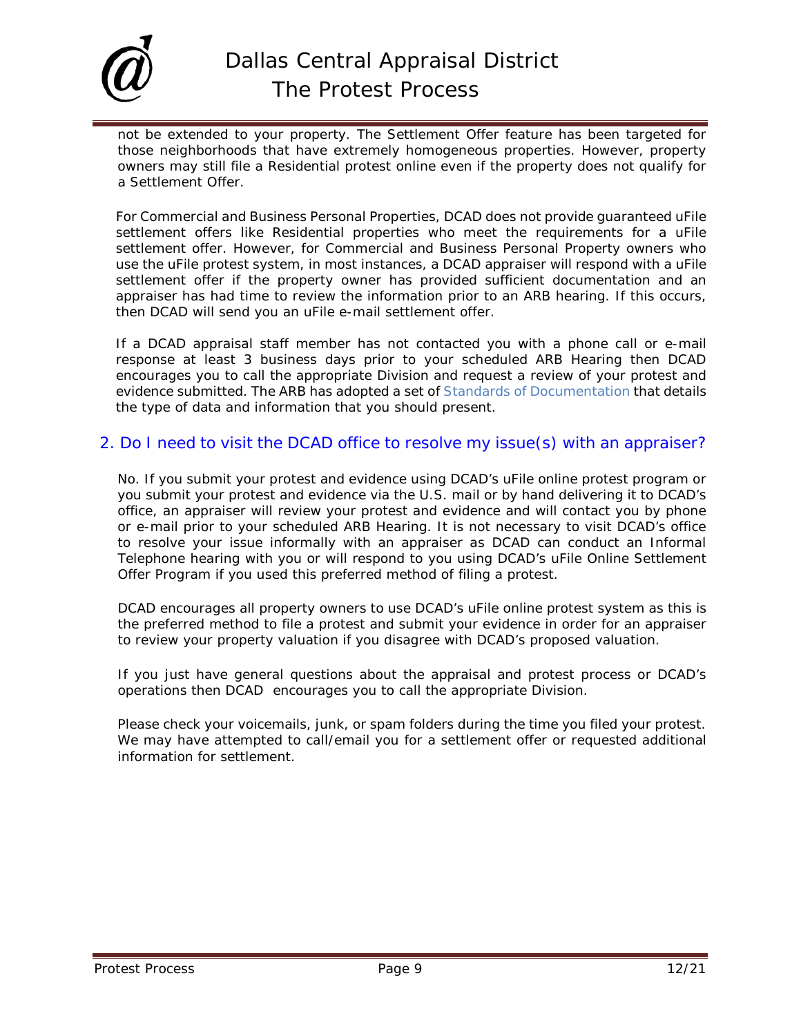not be extended to your property. The Settlement Offer feature has been targeted for those neighborhoods that have extremely homogeneous properties. However, property owners may still file a Residential protest online even if the property does not qualify for a Settlement Offer.

For Commercial and Business Personal Properties, DCAD does not provide guaranteed uFile settlement offers like Residential properties who meet the requirements for a uFile settlement offer. However, for Commercial and Business Personal Property owners who use the uFile protest system, in most instances, a DCAD appraiser will respond with a uFile settlement offer if the property owner has provided sufficient documentation and an appraiser has had time to review the information prior to an ARB hearing. If this occurs, then DCAD will send you an uFile e-mail settlement offer.

If a DCAD appraisal staff member has not contacted you with a phone call or e-mail response at least 3 business days prior to your scheduled ARB Hearing then DCAD encourages you to call the appropriate Division and request a review of your protest and evidence submitted. The ARB has adopted a set of Standards of Documentation that details the type of data and information that you should present.

## 2. Do I need to visit the DCAD office to resolve my issue(s) with an appraiser?

No. If you submit your protest and evidence using DCAD's uFile online protest program or you submit your protest and evidence via the U.S. mail or by hand delivering it to DCAD's office, an appraiser will review your protest and evidence and will contact you by phone or e-mail prior to your scheduled ARB Hearing. It is not necessary to visit DCAD's office to resolve your issue informally with an appraiser as DCAD can conduct an Informal Telephone hearing with you or will respond to you using DCAD's uFile Online Settlement Offer Program if you used this preferred method of filing a protest.

DCAD encourages all property owners to use DCAD's uFile online protest system as this is the preferred method to file a protest and submit your evidence in order for an appraiser to review your property valuation if you disagree with DCAD's proposed valuation.

If you just have general questions about the appraisal and protest process or DCAD's operations then DCAD encourages you to call the appropriate Division.

Please check your voicemails, junk, or spam folders during the time you filed your protest. We may have attempted to call/email you for a settlement offer or requested additional information for settlement.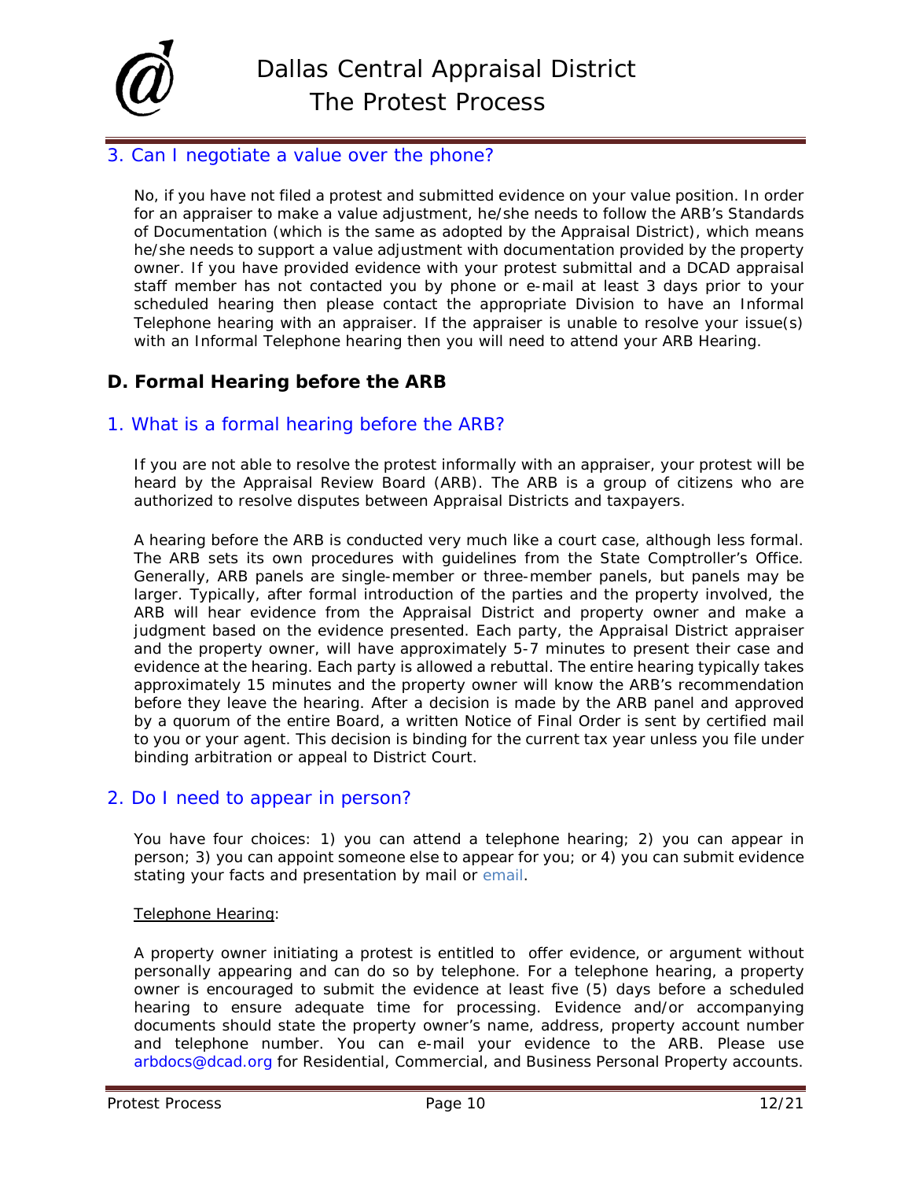### 3. Can I negotiate a value over the phone?

No, if you have not filed a protest and submitted evidence on your value position. In order for an appraiser to make a value adjustment, he/she needs to follow the ARB's Standards of Documentation (which is the same as adopted by the Appraisal District), which means he/she needs to support a value adjustment with documentation provided by the property owner. If you have provided evidence with your protest submittal and a DCAD appraisal staff member has not contacted you by phone or e-mail at least 3 days prior to your scheduled hearing then please contact the appropriate Division to have an Informal Telephone hearing with an appraiser. If the appraiser is unable to resolve your issue(s) with an Informal Telephone hearing then you will need to attend your ARB Hearing.

## D. Formal Hearing before the ARB

### 1. What is a formal hearing before the ARB?

If you are not able to resolve the protest informally with an appraiser, your protest will be heard by the Appraisal Review Board (ARB). The ARB is a group of citizens who are authorized to resolve disputes between Appraisal Districts and taxpayers.

A hearing before the ARB is conducted very much like a court case, although less formal. The ARB sets its own procedures with guidelines from the State Comptroller's Office. Generally, ARB panels are single-member or three-member panels, but panels may be larger. Typically, after formal introduction of the parties and the property involved, the ARB will hear evidence from the Appraisal District and property owner and make a judgment based on the evidence presented. Each party, the Appraisal District appraiser and the property owner, will have approximately 5-7 minutes to present their case and evidence at the hearing. Each party is allowed a rebuttal. The entire hearing typically takes approximately 15 minutes and the property owner will know the ARB's recommendation before they leave the hearing. After a decision is made by the ARB panel and approved by a quorum of the entire Board, a written Notice of Final Order is sent by certified mail to you or your agent. This decision is binding for the current tax year unless you file under binding arbitration or appeal to District Court.

### 2. Do I need to appear in person?

You have four choices: 1) you can attend a telephone hearing; 2) you can appear in person; 3) you can appoint someone else to appear for you; or 4) you can submit evidence stating your facts and presentation by mail or email.

<u>Telephone Hearing</u>:

A property owner initiating a protest is entitled to offer evidence, or argument without personally appearing and can do so by telephone. For a telephone hearing, a property owner is encouraged to submit the evidence at least five (5) days before a scheduled hearing to ensure adequate time for processing. Evidence and/or accompanying documents should state the property owner's name, address, property account number and telephone number. You can e-mail your evidence to the ARB. Please use arbdocs@dcad.org for Residential, Commercial, and Business Personal Property accounts.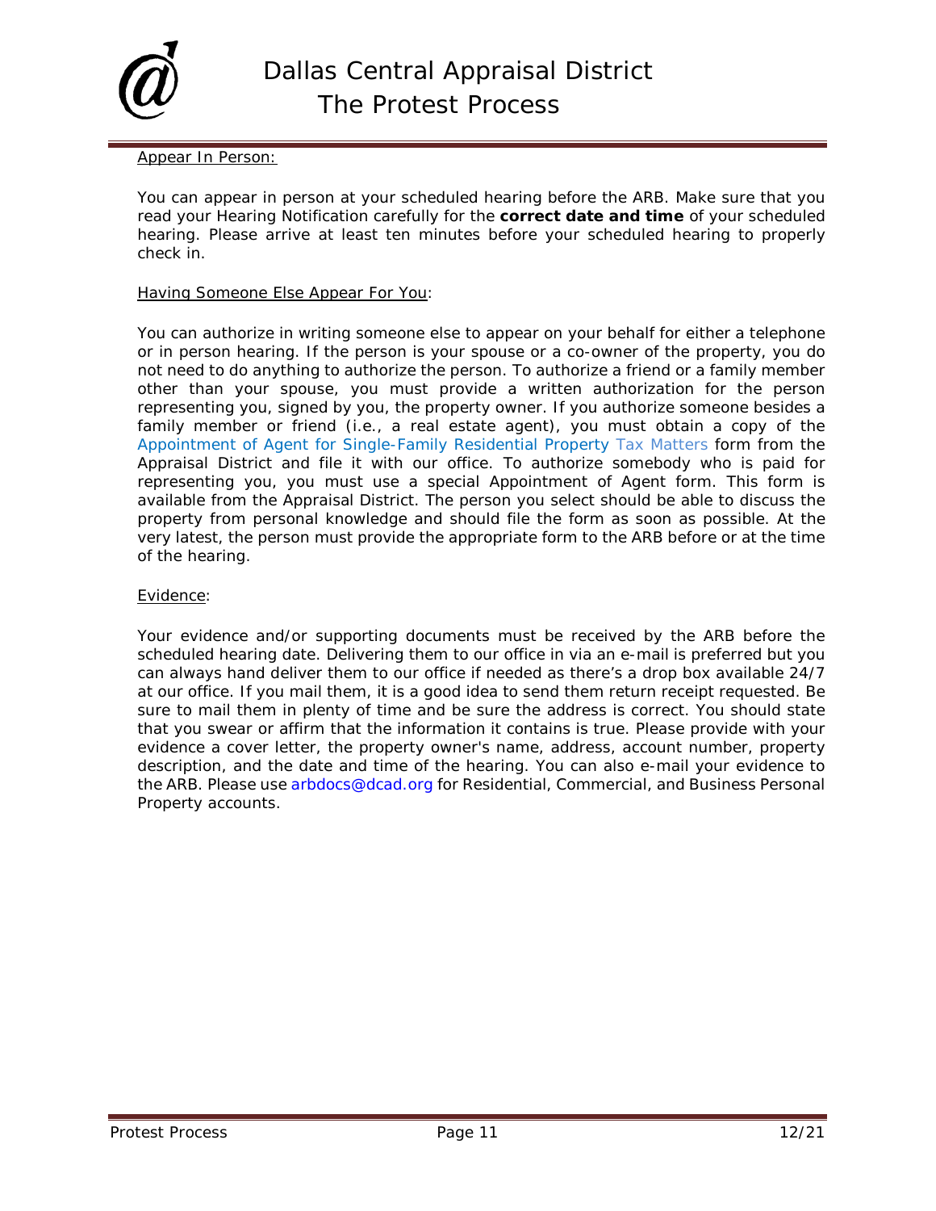Appear In Person:

You can appear in person at your scheduled hearing before the ARB. Make sure that you read your Hearing Notification carefully for the **correct date and time** of your scheduled hearing. Please arrive at least ten minutes before your scheduled hearing to properly check in.

Having Someone Else Appear For You:

You can authorize in writing someone else to appear on your behalf for either a telephone or in person hearing. If the person is your spouse or a co-owner of the property, you do not need to do anything to authorize the person. To authorize a friend or a family member other than your spouse, you must provide a written authorization for the person representing you, signed by you, the property owner. If you authorize someone besides a family member or friend (i.e., a real estate agent), you must obtain a copy of the Appointment of Agent for Single-Family Residential Property Tax Matters form from the Appraisal District and file it with our office. To authorize somebody who is paid for representing you, you must use a special Appointment of Agent form. This form is available from the Appraisal District. The person you select should be able to discuss the property from personal knowledge and should file the form as soon as possible. At the very latest, the person must provide the appropriate form to the ARB before or at the time of the hearing.

Evidence:

Your evidence and/or supporting documents must be received by the ARB before the scheduled hearing date. Delivering them to our office in via an e-mail is preferred but you can always hand deliver them to our office if needed as there's a drop box available 24/7 at our office. If you mail them, it is a good idea to send them return receipt requested. Be sure to mail them in plenty of time and be sure the address is correct. You should state that you swear or affirm that the information it contains is true. Please provide with your evidence a cover letter, the property owner's name, address, account number, property description, and the date and time of the hearing. You can also e-mail your evidence to the ARB. Please use arbdocs@dcad.org for Residential, Commercial, and Business Personal Property accounts.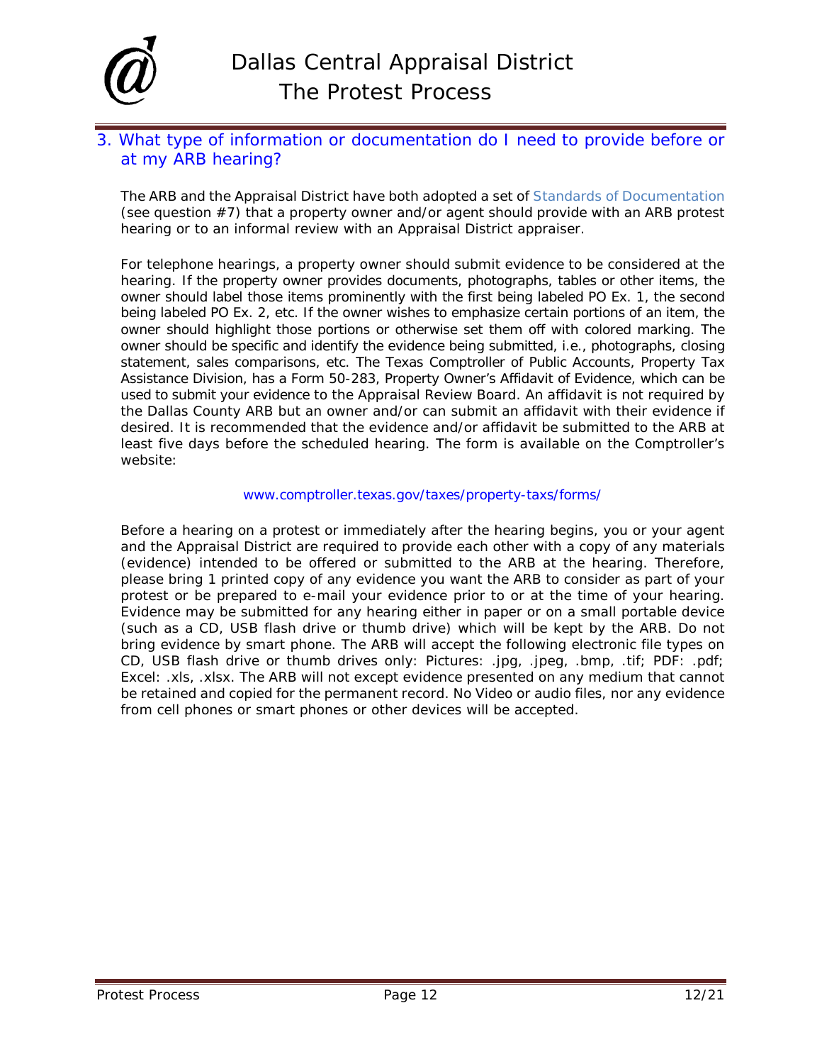## 3. What type of information or documentation do I need to provide before or at my ARB hearing?

The ARB and the Appraisal District have both adopted a set of Standards of Documentation (see question #7) that a property owner and/or agent should provide with an ARB protest hearing or to an informal review with an Appraisal District appraiser.

For telephone hearings, a property owner should submit evidence to be considered at the hearing. If the property owner provides documents, photographs, tables or other items, the owner should label those items prominently with the first being labeled PO Ex. 1, the second being labeled PO Ex. 2, etc. If the owner wishes to emphasize certain portions of an item, the owner should highlight those portions or otherwise set them off with colored marking. The owner should be specific and identify the evidence being submitted, i.e., photographs, closing statement, sales comparisons, etc. The Texas Comptroller of Public Accounts, Property Tax Assistance Division, has a Form 50-283, Property Owner's Affidavit of Evidence, which can be used to submit your evidence to the Appraisal Review Board. An affidavit is not required by the Dallas County ARB but an owner and/or can submit an affidavit with their evidence if desired. It is recommended that the evidence and/or affidavit be submitted to the ARB at least five days before the scheduled hearing. The form is available on the Comptroller's website:

www.comptroller.texas.gov/taxes/property-taxs/forms/

Before a hearing on a protest or immediately after the hearing begins, you or your agent and the Appraisal District are required to provide each other with a copy of any materials (evidence) intended to be offered or submitted to the ARB at the hearing. Therefore, please bring 1 printed copy of any evidence you want the ARB to consider as part of your protest or be prepared to e-mail your evidence prior to or at the time of your hearing. Evidence may be submitted for any hearing either in paper or on a small portable device (such as a CD, USB flash drive or thumb drive) which will be kept by the ARB. Do not bring evidence by smart phone. The ARB will accept the following electronic file types on CD, USB flash drive or thumb drives only: Pictures: .jpg, .jpeg, .bmp, .tif; PDF: .pdf; Excel: .xls, .xlsx. The ARB will not except evidence presented on any medium that cannot be retained and copied for the permanent record. No Video or audio files, nor any evidence from cell phones or smart phones or other devices will be accepted.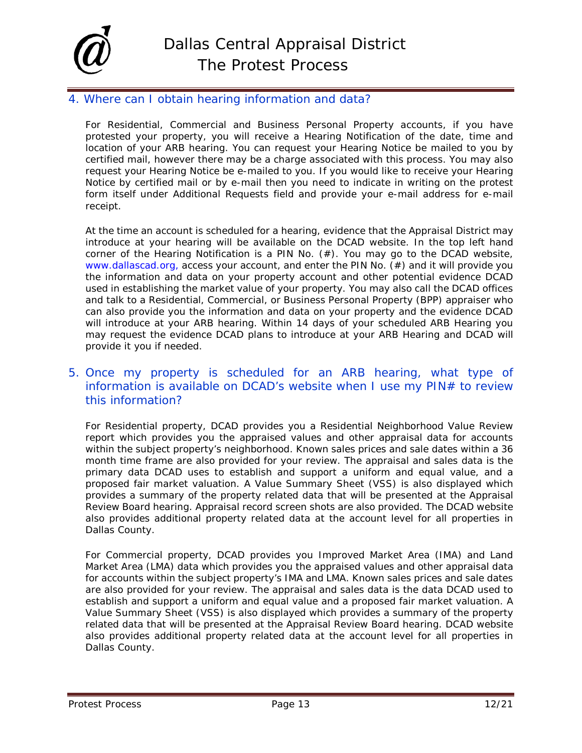## 4. Where can I obtain hearing information and data?

For Residential, Commercial and Business Personal Property accounts, if you have protested your property, you will receive a Hearing Notification of the date, time and location of your ARB hearing. You can request your Hearing Notice be mailed to you by certified mail, however there may be a charge associated with this process. You may also request your Hearing Notice be e-mailed to you. If you would like to receive your Hearing Notice by certified mail or by e-mail then you need to indicate in writing on the protest form itself under Additional Requests field and provide your e-mail address for e-mail receipt.

At the time an account is scheduled for a hearing, evidence that the Appraisal District may introduce at your hearing will be available on the DCAD website. In the top left hand corner of the Hearing Notification is a PIN No. (#). You may go to the DCAD website, www.dallascad.org, access your account, and enter the PIN No. (#) and it will provide you the information and data on your property account and other potential evidence DCAD used in establishing the market value of your property. You may also call the DCAD offices and talk to a Residential, Commercial, or Business Personal Property (BPP) appraiser who can also provide you the information and data on your property and the evidence DCAD will introduce at your ARB hearing. Within 14 days of your scheduled ARB Hearing you may request the evidence DCAD plans to introduce at your ARB Hearing and DCAD will provide it you if needed.

## 5. Once my property is scheduled for an ARB hearing, what type of information is available on DCAD's website when I use my PIN# to review this information?

For Residential property, DCAD provides you a Residential Neighborhood Value Review report which provides you the appraised values and other appraisal data for accounts within the subject property's neighborhood. Known sales prices and sale dates within a 36 month time frame are also provided for your review. The appraisal and sales data is the primary data DCAD uses to establish and support a uniform and equal value, and a proposed fair market valuation. A Value Summary Sheet (VSS) is also displayed which provides a summary of the property related data that will be presented at the Appraisal Review Board hearing. Appraisal record screen shots are also provided. The DCAD website also provides additional property related data at the account level for all properties in Dallas County.

For Commercial property, DCAD provides you Improved Market Area (IMA) and Land Market Area (LMA) data which provides you the appraised values and other appraisal data for accounts within the subject property's IMA and LMA. Known sales prices and sale dates are also provided for your review. The appraisal and sales data is the data DCAD used to establish and support a uniform and equal value and a proposed fair market valuation. A Value Summary Sheet (VSS) is also displayed which provides a summary of the property related data that will be presented at the Appraisal Review Board hearing. DCAD website also provides additional property related data at the account level for all properties in Dallas County.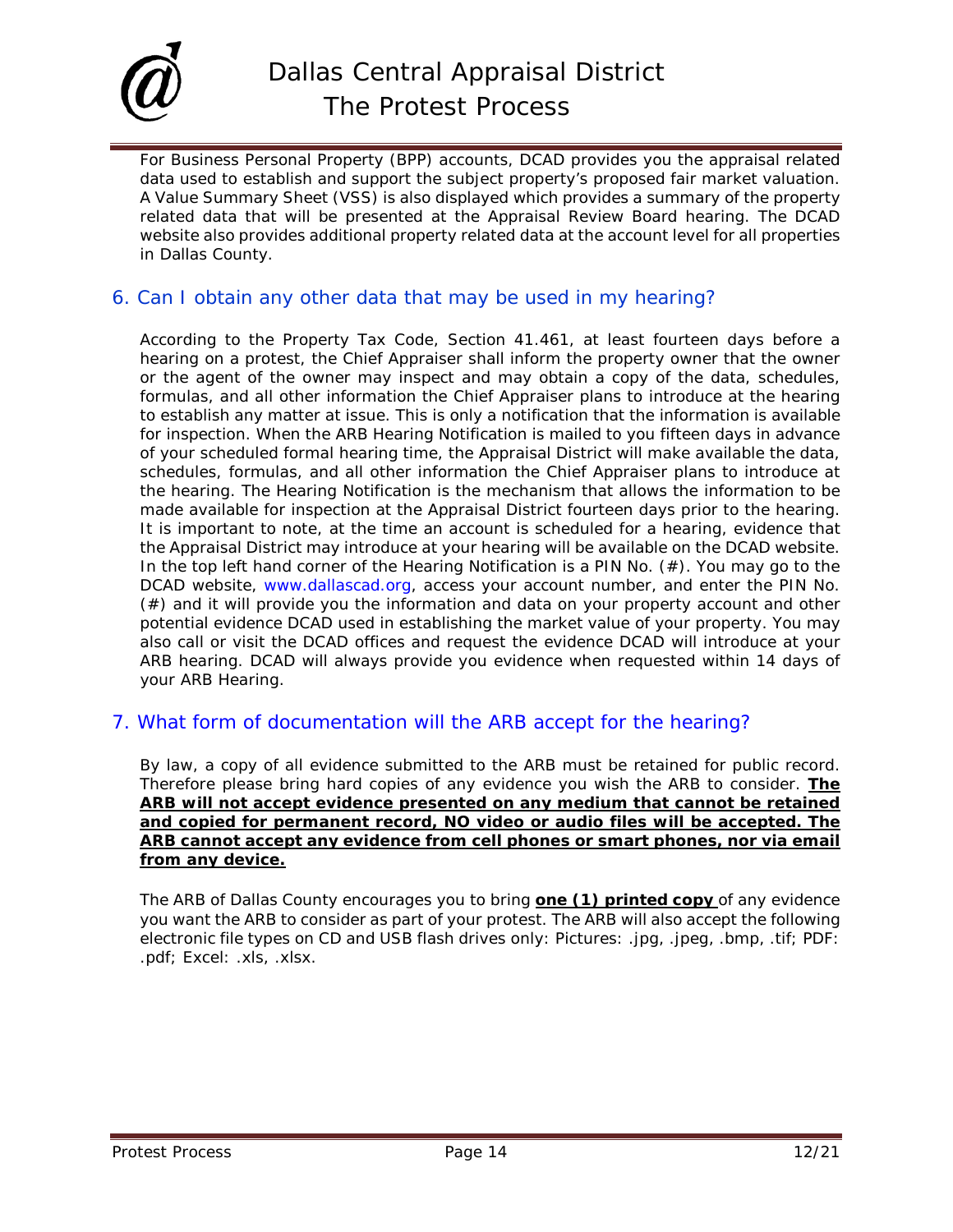For Business Personal Property (BPP) accounts, DCAD provides you the appraisal related data used to establish and support the subject property's proposed fair market valuation. A Value Summary Sheet (VSS) is also displayed which provides a summary of the property related data that will be presented at the Appraisal Review Board hearing. The DCAD website also provides additional property related data at the account level for all properties in Dallas County.

## 6. Can I obtain any other data that may be used in my hearing?

According to the Property Tax Code, Section 41.461, at least fourteen days before a hearing on a protest, the Chief Appraiser shall inform the property owner that the owner or the agent of the owner may inspect and may obtain a copy of the data, schedules, formulas, and all other information the Chief Appraiser plans to introduce at the hearing to establish any matter at issue. This is only a notification that the information is available for inspection. When the ARB Hearing Notification is mailed to you fifteen days in advance of your scheduled formal hearing time, the Appraisal District will make available the data, schedules, formulas, and all other information the Chief Appraiser plans to introduce at the hearing. The Hearing Notification is the mechanism that allows the information to be made available for inspection at the Appraisal District fourteen days prior to the hearing. It is important to note, at the time an account is scheduled for a hearing, evidence that the Appraisal District may introduce at your hearing will be available on the DCAD website. In the top left hand corner of the Hearing Notification is a PIN No. (#). You may go to the DCAD website, www.dallascad.org, access your account number, and enter the PIN No. (#) and it will provide you the information and data on your property account and other potential evidence DCAD used in establishing the market value of your property. You may also call or visit the DCAD offices and request the evidence DCAD will introduce at your ARB hearing. DCAD will always provide you evidence when requested within 14 days of your ARB Hearing.

## 7. What form of documentation will the ARB accept for the hearing?

By law, a copy of all evidence submitted to the ARB must be retained for public record. Therefore please bring hard copies of any evidence you wish the ARB to consider. **The ARB will not accept evidence presented on any medium that cannot be retained and copied for permanent record, NO video or audio files will be accepted. The ARB cannot accept any evidence from cell phones or smart phones, nor via email from any device.**

The ARB of Dallas County encourages you to bring **one (1) printed copy** of any evidence you want the ARB to consider as part of your protest. The ARB will also accept the following electronic file types on CD and USB flash drives only: Pictures: .jpg, .jpeg, .bmp, .tif; PDF: .pdf; Excel: .xls, .xlsx.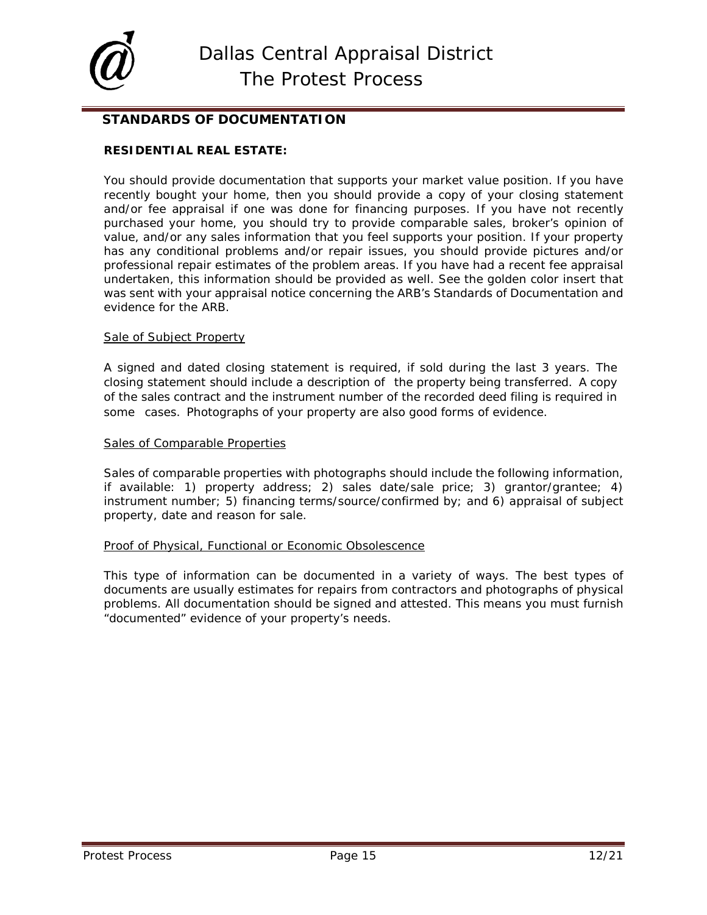## STANDARDS OF DOCUMENTATION

### RESIDENTIAL REAL ESTATE:

You should provide documentation that supports your market value position. If you have recently bought your home, then you should provide a copy of your closing statement and/or fee appraisal if one was done for financing purposes. If you have not recently purchased your home, you should try to provide comparable sales, broker's opinion of value, and/or any sales information that you feel supports your position. If your property has any conditional problems and/or repair issues, you should provide pictures and/or professional repair estimates of the problem areas. If you have had a recent fee appraisal undertaken, this information should be provided as well. See the golden color insert that was sent with your appraisal notice concerning the ARB's Standards of Documentation and evidence for the ARB.

Sale of Subject Property

A signed and dated closing statement is required, if sold during the last 3 years. The closing statement should include a description of the property being transferred. A copy of the sales contract and the instrument number of the recorded deed filing is required in some cases. Photographs of your property are also good forms of evidence.

Sales of Comparable Properties

Sales of comparable properties with photographs should include the following information, if available: 1) property address; 2) sales date/sale price; 3) grantor/grantee; 4) instrument number; 5) financing terms/source/confirmed by; and 6) appraisal of subject property, date and reason for sale.

Proof of Physical, Functional or Economic Obsolescence

This type of information can be documented in a variety of ways. The best types of documents are usually estimates for repairs from contractors and photographs of physical problems. All documentation should be signed and attested. This means you must furnish "documented" evidence of your property's needs.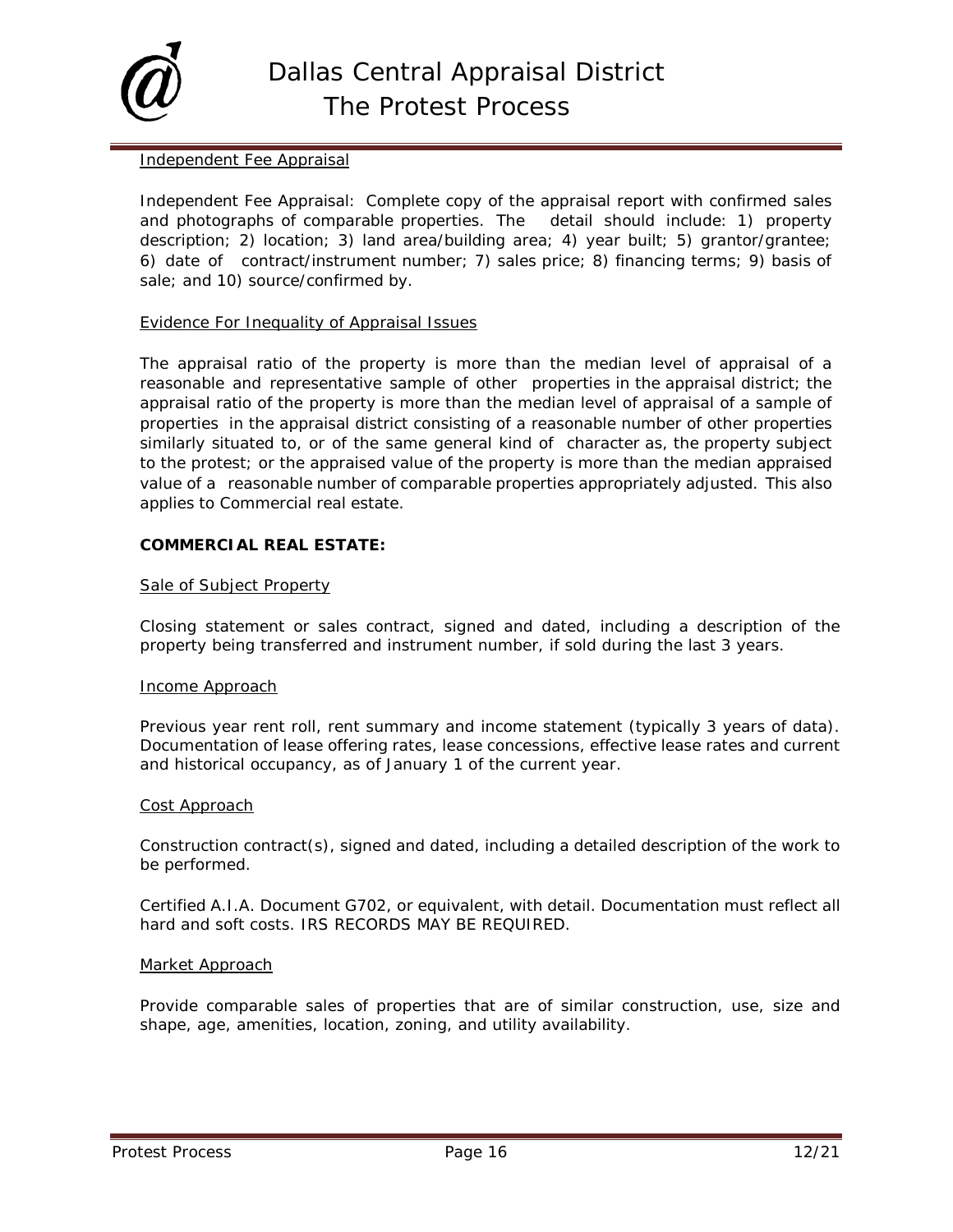Independent Fee Appraisal

Independent Fee Appraisal: Complete copy of the appraisal report with confirmed sales and photographs of comparable properties. The detail should include: 1) property description; 2) location; 3) land area/building area; 4) year built; 5) grantor/grantee; 6) date of contract/instrument number; 7) sales price; 8) financing terms; 9) basis of sale; and 10) source/confirmed by.

Evidence For Inequality of Appraisal Issues

The appraisal ratio of the property is more than the median level of appraisal of a reasonable and representative sample of other properties in the appraisal district; the appraisal ratio of the property is more than the median level of appraisal of a sample of properties in the appraisal district consisting of a reasonable number of other properties similarly situated to, or of the same general kind of character as, the property subject to the protest; or the appraised value of the property is more than the median appraised value of a reasonable number of comparable properties appropriately adjusted. This also applies to Commercial real estate.

**COMMERCIAL REAL ESTATE:**

Sale of Subject Property

Closing statement or sales contract, signed and dated, including a description of the property being transferred and instrument number, if sold during the last 3 years.

Income Approach

Previous year rent roll, rent summary and income statement (typically 3 years of data). Documentation of lease offering rates, lease concessions, effective lease rates and current and historical occupancy, as of January 1 of the current year.

Cost Approach

Construction contract(s), signed and dated, including a detailed description of the work to be performed.

Certified A.I.A. Document G702, or equivalent, with detail. Documentation must reflect all hard and soft costs. IRS RECORDS MAY BE REQUIRED.

Market Approach

Provide comparable sales of properties that are of similar construction, use, size and shape, age, amenities, location, zoning, and utility availability.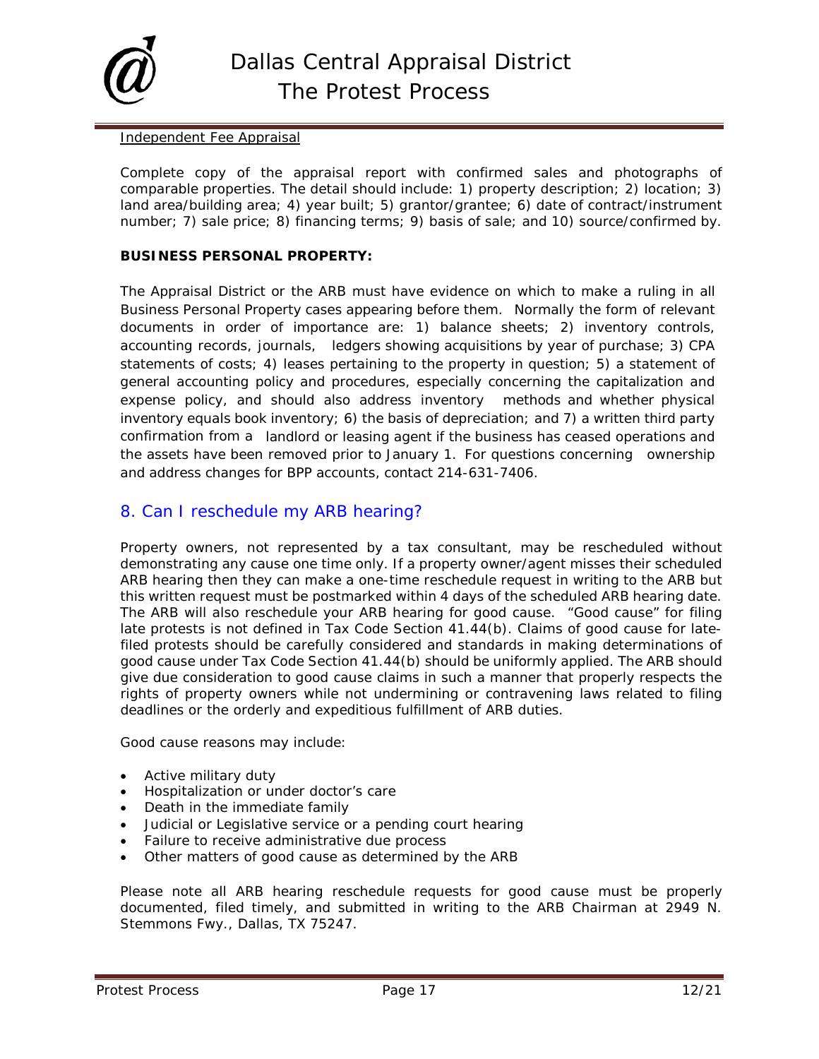Independent Fee Appraisal

Complete copy of the appraisal report with confirmed sales and photographs of comparable properties. The detail should include: 1) property description; 2) location; 3) land area/building area; 4) year built; 5) grantor/grantee; 6) date of contract/instrument number; 7) sale price; 8) financing terms; 9) basis of sale; and 10) source/confirmed by.

**BUSINESS PERSONAL PROPERTY:**

The Appraisal District or the ARB must have evidence on which to make a ruling in all Business Personal Property cases appearing before them. Normally the form of relevant documents in order of importance are: 1) balance sheets; 2) inventory controls, accounting records, journals, ledgers showing acquisitions by year of purchase; 3) CPA statements of costs; 4) leases pertaining to the property in question; 5) a statement of general accounting policy and procedures, especially concerning the capitalization and expense policy, and should also address inventory methods and whether physical inventory equals book inventory; 6) the basis of depreciation; and 7) a written third party confirmation from a landlord or leasing agent if the business has ceased operations and the assets have been removed prior to January 1. For questions concerning ownership and address changes for BPP accounts, contact 214-631-7406.

## 8. Can I reschedule my ARB hearing?

Property owners, not represented by a tax consultant, may be rescheduled without demonstrating any cause one time only. If a property owner/agent misses their scheduled ARB hearing then they can make a one-time reschedule request in writing to the ARB but this written request must be postmarked within 4 days of the scheduled ARB hearing date. The ARB will also reschedule your ARB hearing for good cause. "Good cause" for filing late protests is not defined in Tax Code Section 41.44(b). Claims of good cause for late-filed protests should be carefully considered and standards in making determinations of good cause under Tax Code Section 41.44(b) should be uniformly applied. The ARB should give due consideration to good cause claims in such a manner that properly respects the rights of property owners while not undermining or contravening laws related to filing deadlines or the orderly and expeditious fulfillment of ARB duties.

Good cause reasons may include:

- Active military duty
- Hospitalization or under doctor's care
- Death in the immediate family
- Judicial or Legislative service or a pending court hearing
- Failure to receive administrative due process
- Other matters of good cause as determined by the ARB

Please note all ARB hearing reschedule requests for good cause must be properly documented, filed timely, and submitted in writing to the ARB Chairman at 2949 N. Stemmons Fwy., Dallas, TX 75247.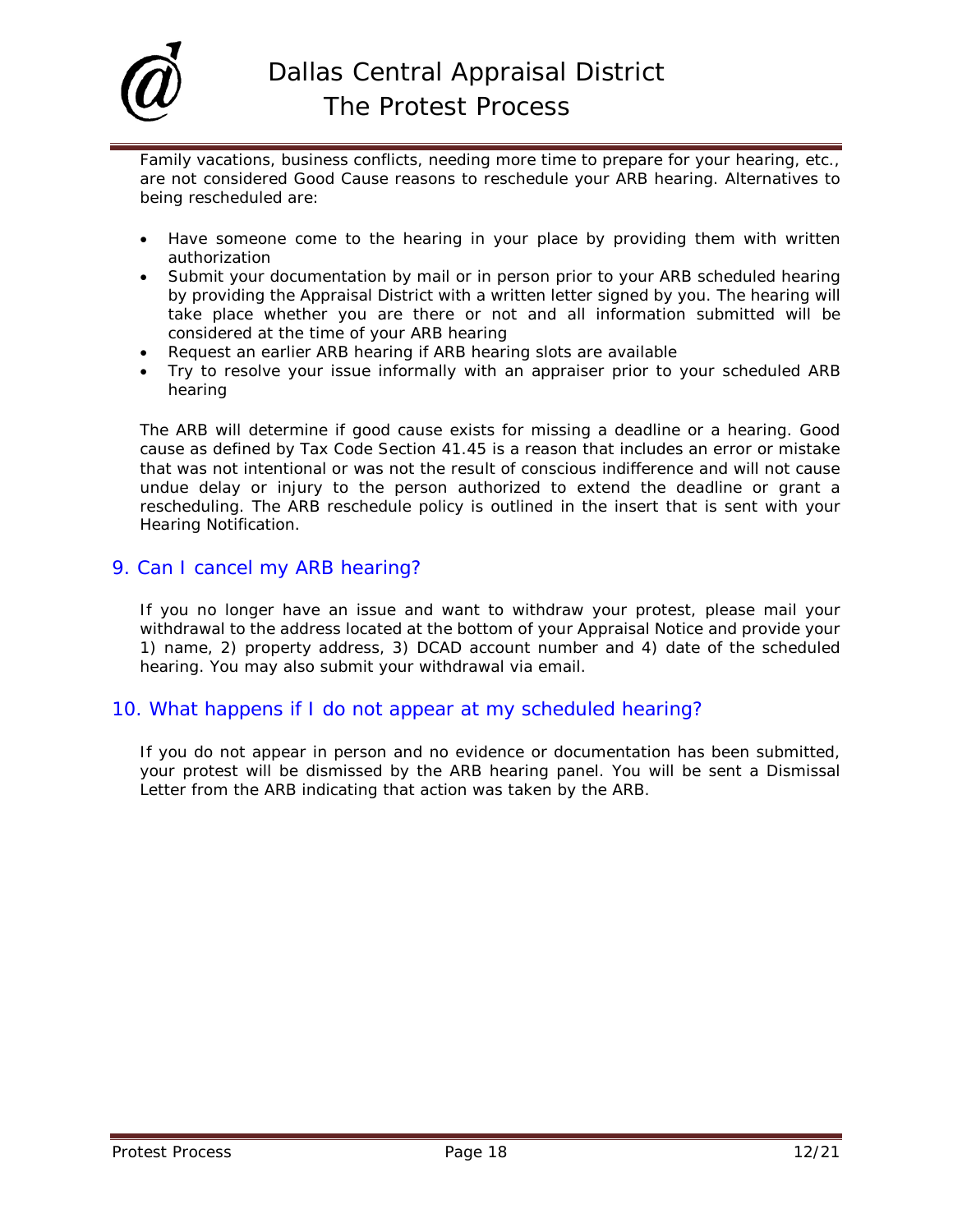Family vacations, business conflicts, needing more time to prepare for your hearing, etc., are not considered Good Cause reasons to reschedule your ARB hearing. Alternatives to being rescheduled are:

- Have someone come to the hearing in your place by providing them with written authorization
- Submit your documentation by mail or in person prior to your ARB scheduled hearing by providing the Appraisal District with a written letter signed by you. The hearing will take place whether you are there or not and all information submitted will be considered at the time of your ARB hearing
- Request an earlier ARB hearing if ARB hearing slots are available
- Try to resolve your issue informally with an appraiser prior to your scheduled ARB hearing

The ARB will determine if good cause exists for missing a deadline or a hearing. Good cause as defined by Tax Code Section 41.45 is a reason that includes an error or mistake that was not intentional or was not the result of conscious indifference and will not cause undue delay or injury to the person authorized to extend the deadline or grant a rescheduling. The ARB reschedule policy is outlined in the insert that is sent with your Hearing Notification.

## 9. Can I cancel my ARB hearing?

If you no longer have an issue and want to withdraw your protest, please mail your withdrawal to the address located at the bottom of your Appraisal Notice and provide your 1) name, 2) property address, 3) DCAD account number and 4) date of the scheduled hearing. You may also submit your withdrawal via email.

## 10. What happens if I do not appear at my scheduled hearing?

If you do not appear in person and no evidence or documentation has been submitted, your protest will be dismissed by the ARB hearing panel. You will be sent a Dismissal Letter from the ARB indicating that action was taken by the ARB.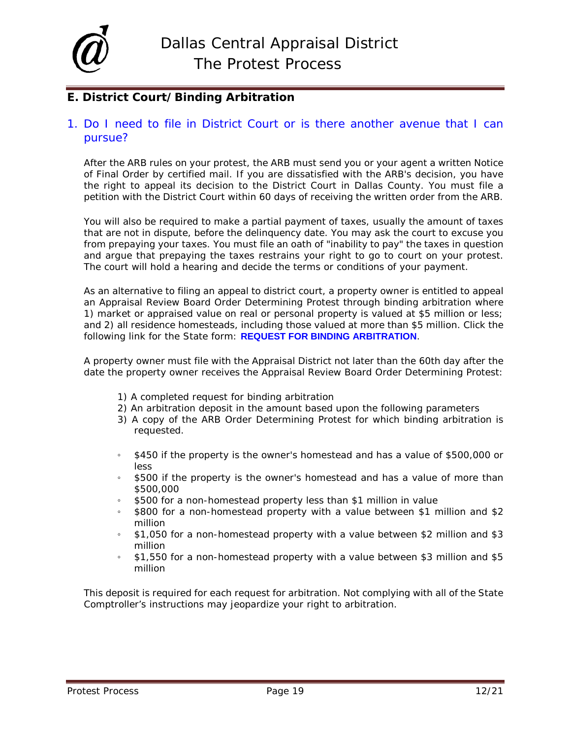## E. District Court/Binding Arbitration

### 1. Do I need to file in District Court or is there another avenue that I can pursue?

After the ARB rules on your protest, the ARB must send you or your agent a written Notice of Final Order by certified mail. If you are dissatisfied with the ARB's decision, you have the right to appeal its decision to the District Court in Dallas County. You must file a petition with the District Court within 60 days of receiving the written order from the ARB.

You will also be required to make a partial payment of taxes, usually the amount of taxes that are not in dispute, before the delinquency date. You may ask the court to excuse you from prepaying your taxes. You must file an oath of "inability to pay" the taxes in question and argue that prepaying the taxes restrains your right to go to court on your protest. The court will hold a hearing and decide the terms or conditions of your payment.

As an alternative to filing an appeal to district court, a property owner is entitled to appeal an Appraisal Review Board Order Determining Protest through binding arbitration where 1) market or appraised value on real or personal property is valued at $5 million or less; and 2) all residence homesteads, including those valued at more than $5 million. Click the following link for the State form: **REQUEST FOR BINDING ARBITRATION**.

A property owner must file with the Appraisal District not later than the 60th day after the date the property owner receives the Appraisal Review Board Order Determining Protest:

1) A completed request for binding arbitration
2) An arbitration deposit in the amount based upon the following parameters
3) A copy of the ARB Order Determining Protest for which binding arbitration is requested.

- $450 if the property is the owner's homestead and has a value of $500,000 or less
- $500 if the property is the owner's homestead and has a value of more than $500,000
- $500 for a non-homestead property less than $1 million in value
- $800 for a non-homestead property with a value between $1 million and $2 million
- $1,050 for a non-homestead property with a value between $2 million and $3 million
- $1,550 for a non-homestead property with a value between $3 million and $5 million

This deposit is required for each request for arbitration. Not complying with all of the State Comptroller's instructions may jeopardize your right to arbitration.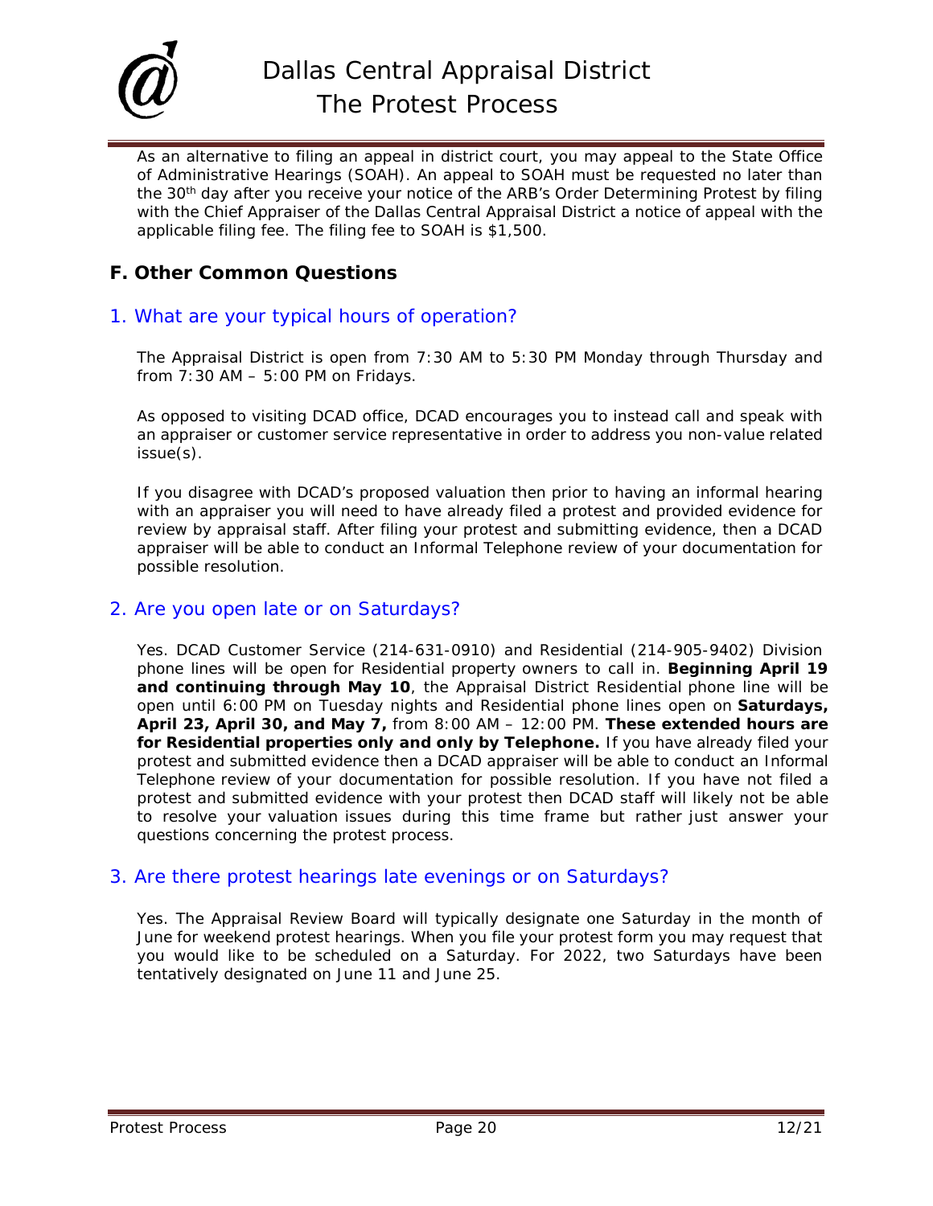As an alternative to filing an appeal in district court, you may appeal to the State Office of Administrative Hearings (SOAH). An appeal to SOAH must be requested no later than the 30th day after you receive your notice of the ARB's Order Determining Protest by filing with the Chief Appraiser of the Dallas Central Appraisal District a notice of appeal with the applicable filing fee. The filing fee to SOAH is $1,500.

## F. Other Common Questions

### 1. What are your typical hours of operation?

The Appraisal District is open from 7:30 AM to 5:30 PM Monday through Thursday and from 7:30 AM – 5:00 PM on Fridays.

As opposed to visiting DCAD office, DCAD encourages you to instead call and speak with an appraiser or customer service representative in order to address you non-value related issue(s).

If you disagree with DCAD's proposed valuation then prior to having an informal hearing with an appraiser you will need to have already filed a protest and provided evidence for review by appraisal staff. After filing your protest and submitting evidence, then a DCAD appraiser will be able to conduct an Informal Telephone review of your documentation for possible resolution.

### 2. Are you open late or on Saturdays?

Yes. DCAD Customer Service (214-631-0910) and Residential (214-905-9402) Division phone lines will be open for Residential property owners to call in. **Beginning April 19 and continuing through May 10**, the Appraisal District Residential phone line will be open until 6:00 PM on Tuesday nights and Residential phone lines open on **Saturdays, April 23, April 30, and May 7,** from 8:00 AM – 12:00 PM. **These extended hours are for Residential properties only and only by Telephone.** If you have already filed your protest and submitted evidence then a DCAD appraiser will be able to conduct an Informal Telephone review of your documentation for possible resolution. If you have not filed a protest and submitted evidence with your protest then DCAD staff will likely not be able to resolve your valuation issues during this time frame but rather just answer your questions concerning the protest process.

### 3. Are there protest hearings late evenings or on Saturdays?

Yes. The Appraisal Review Board will typically designate one Saturday in the month of June for weekend protest hearings. When you file your protest form you may request that you would like to be scheduled on a Saturday. For 2022, two Saturdays have been tentatively designated on June 11 and June 25.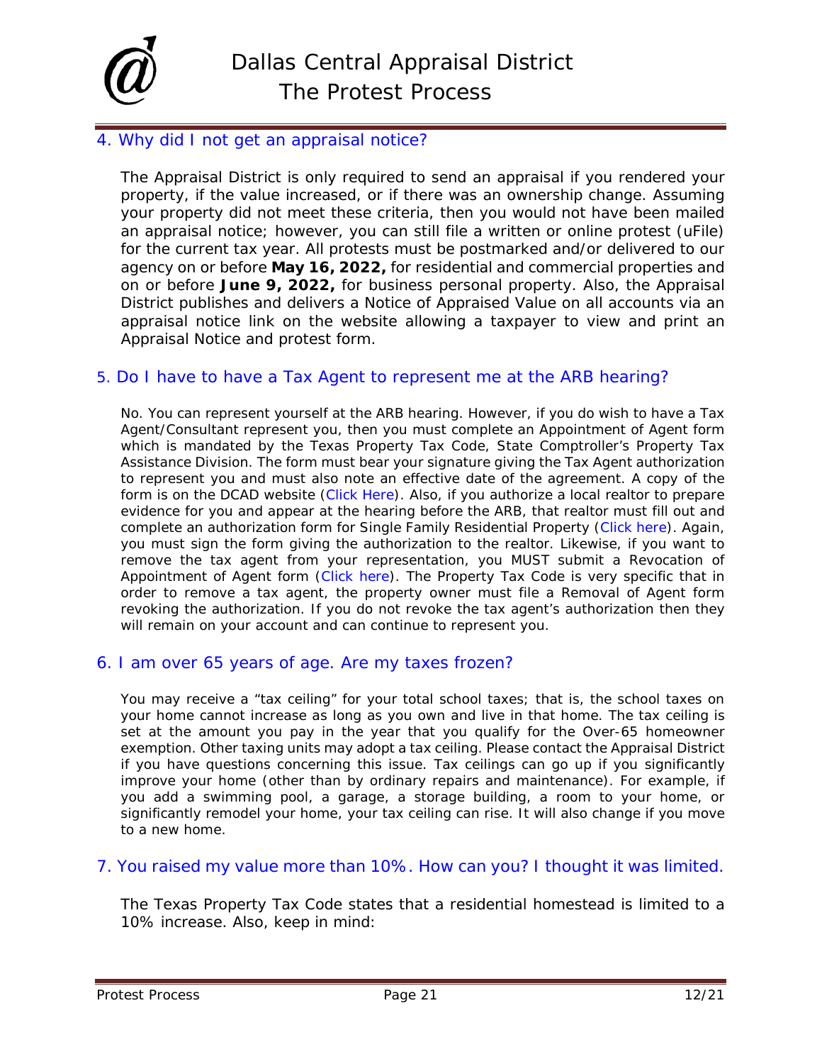## 4. Why did I not get an appraisal notice?

The Appraisal District is only required to send an appraisal if you rendered your property, if the value increased, or if there was an ownership change. Assuming your property did not meet these criteria, then you would not have been mailed an appraisal notice; however, you can still file a written or online protest (uFile) for the current tax year. All protests must be postmarked and/or delivered to our agency on or before **May 16, 2022,** for residential and commercial properties and on or before **June 9, 2022,** for business personal property. Also, the Appraisal District publishes and delivers a Notice of Appraised Value on all accounts via an appraisal notice link on the website allowing a taxpayer to view and print an Appraisal Notice and protest form.

## 5. Do I have to have a Tax Agent to represent me at the ARB hearing?

No. You can represent yourself at the ARB hearing. However, if you do wish to have a Tax Agent/Consultant represent you, then you must complete an Appointment of Agent form which is mandated by the Texas Property Tax Code, State Comptroller's Property Tax Assistance Division. The form must bear your signature giving the Tax Agent authorization to represent you and must also note an effective date of the agreement. A copy of the form is on the DCAD website (Click Here). Also, if you authorize a local realtor to prepare evidence for you and appear at the hearing before the ARB, that realtor must fill out and complete an authorization form for Single Family Residential Property (Click here). Again, you must sign the form giving the authorization to the realtor. Likewise, if you want to remove the tax agent from your representation, you MUST submit a Revocation of Appointment of Agent form (Click here). The Property Tax Code is very specific that in order to remove a tax agent, the property owner must file a Removal of Agent form revoking the authorization. If you do not revoke the tax agent's authorization then they will remain on your account and can continue to represent you.

## 6. I am over 65 years of age. Are my taxes frozen?

You may receive a "tax ceiling" for your total school taxes; that is, the school taxes on your home cannot increase as long as you own and live in that home. The tax ceiling is set at the amount you pay in the year that you qualify for the Over-65 homeowner exemption. Other taxing units may adopt a tax ceiling. Please contact the Appraisal District if you have questions concerning this issue. Tax ceilings can go up if you significantly improve your home (other than by ordinary repairs and maintenance). For example, if you add a swimming pool, a garage, a storage building, a room to your home, or significantly remodel your home, your tax ceiling can rise. It will also change if you move to a new home.

## 7. You raised my value more than 10%. How can you? I thought it was limited.

The Texas Property Tax Code states that a residential homestead is limited to a 10% increase. Also, keep in mind: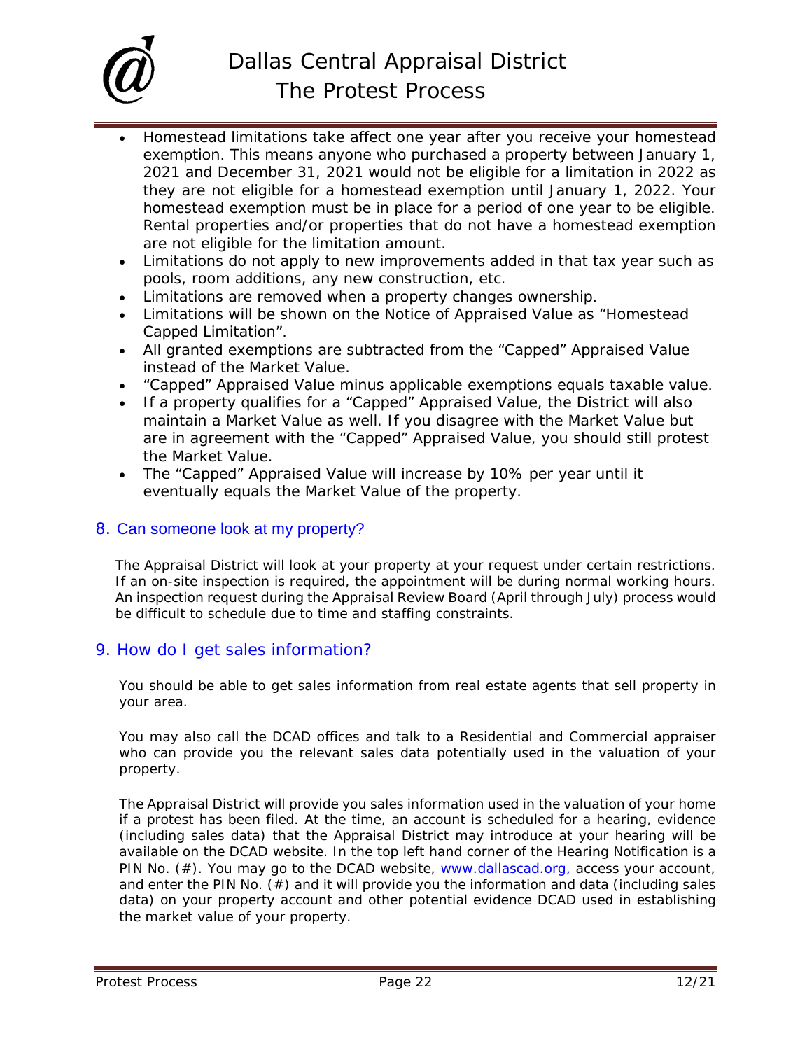- Homestead limitations take affect one year after you receive your homestead exemption. This means anyone who purchased a property between January 1, 2021 and December 31, 2021 would not be eligible for a limitation in 2022 as they are not eligible for a homestead exemption until January 1, 2022. Your homestead exemption must be in place for a period of one year to be eligible. Rental properties and/or properties that do not have a homestead exemption are not eligible for the limitation amount.
- Limitations do not apply to new improvements added in that tax year such as pools, room additions, any new construction, etc.
- Limitations are removed when a property changes ownership.
- Limitations will be shown on the Notice of Appraised Value as "Homestead Capped Limitation".
- All granted exemptions are subtracted from the "Capped" Appraised Value instead of the Market Value.
- "Capped" Appraised Value minus applicable exemptions equals taxable value.
- If a property qualifies for a "Capped" Appraised Value, the District will also maintain a Market Value as well. If you disagree with the Market Value but are in agreement with the "Capped" Appraised Value, you should still protest the Market Value.
- The "Capped" Appraised Value will increase by 10% per year until it eventually equals the Market Value of the property.

## 8. Can someone look at my property?

The Appraisal District will look at your property at your request under certain restrictions. If an on-site inspection is required, the appointment will be during normal working hours. An inspection request during the Appraisal Review Board (April through July) process would be difficult to schedule due to time and staffing constraints.

## 9. How do I get sales information?

You should be able to get sales information from real estate agents that sell property in your area.

You may also call the DCAD offices and talk to a Residential and Commercial appraiser who can provide you the relevant sales data potentially used in the valuation of your property.

The Appraisal District will provide you sales information used in the valuation of your home if a protest has been filed. At the time, an account is scheduled for a hearing, evidence (including sales data) that the Appraisal District may introduce at your hearing will be available on the DCAD website. In the top left hand corner of the Hearing Notification is a PIN No. (#). You may go to the DCAD website, www.dallascad.org, access your account, and enter the PIN No. (#) and it will provide you the information and data (including sales data) on your property account and other potential evidence DCAD used in establishing the market value of your property.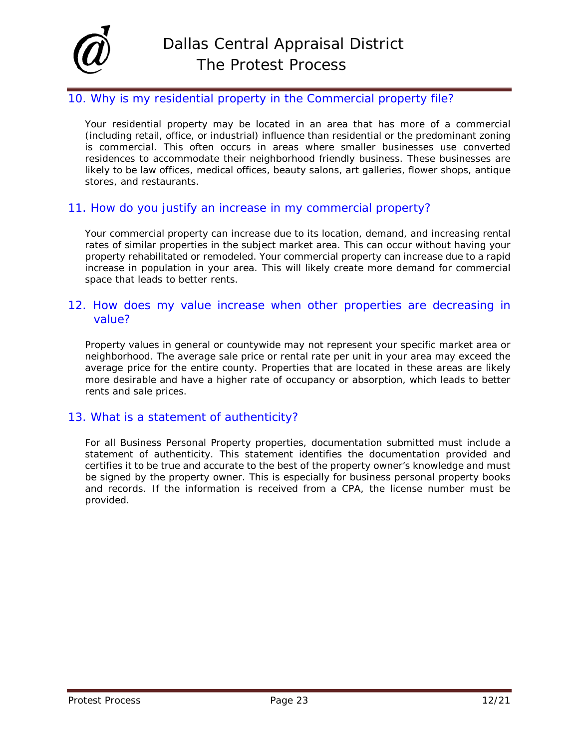## 10. Why is my residential property in the Commercial property file?

Your residential property may be located in an area that has more of a commercial (including retail, office, or industrial) influence than residential or the predominant zoning is commercial. This often occurs in areas where smaller businesses use converted residences to accommodate their neighborhood friendly business. These businesses are likely to be law offices, medical offices, beauty salons, art galleries, flower shops, antique stores, and restaurants.

## 11. How do you justify an increase in my commercial property?

Your commercial property can increase due to its location, demand, and increasing rental rates of similar properties in the subject market area. This can occur without having your property rehabilitated or remodeled. Your commercial property can increase due to a rapid increase in population in your area. This will likely create more demand for commercial space that leads to better rents.

## 12. How does my value increase when other properties are decreasing in value?

Property values in general or countywide may not represent your specific market area or neighborhood. The average sale price or rental rate per unit in your area may exceed the average price for the entire county. Properties that are located in these areas are likely more desirable and have a higher rate of occupancy or absorption, which leads to better rents and sale prices.

## 13. What is a statement of authenticity?

For all Business Personal Property properties, documentation submitted must include a statement of authenticity. This statement identifies the documentation provided and certifies it to be true and accurate to the best of the property owner's knowledge and must be signed by the property owner. This is especially for business personal property books and records. If the information is received from a CPA, the license number must be provided.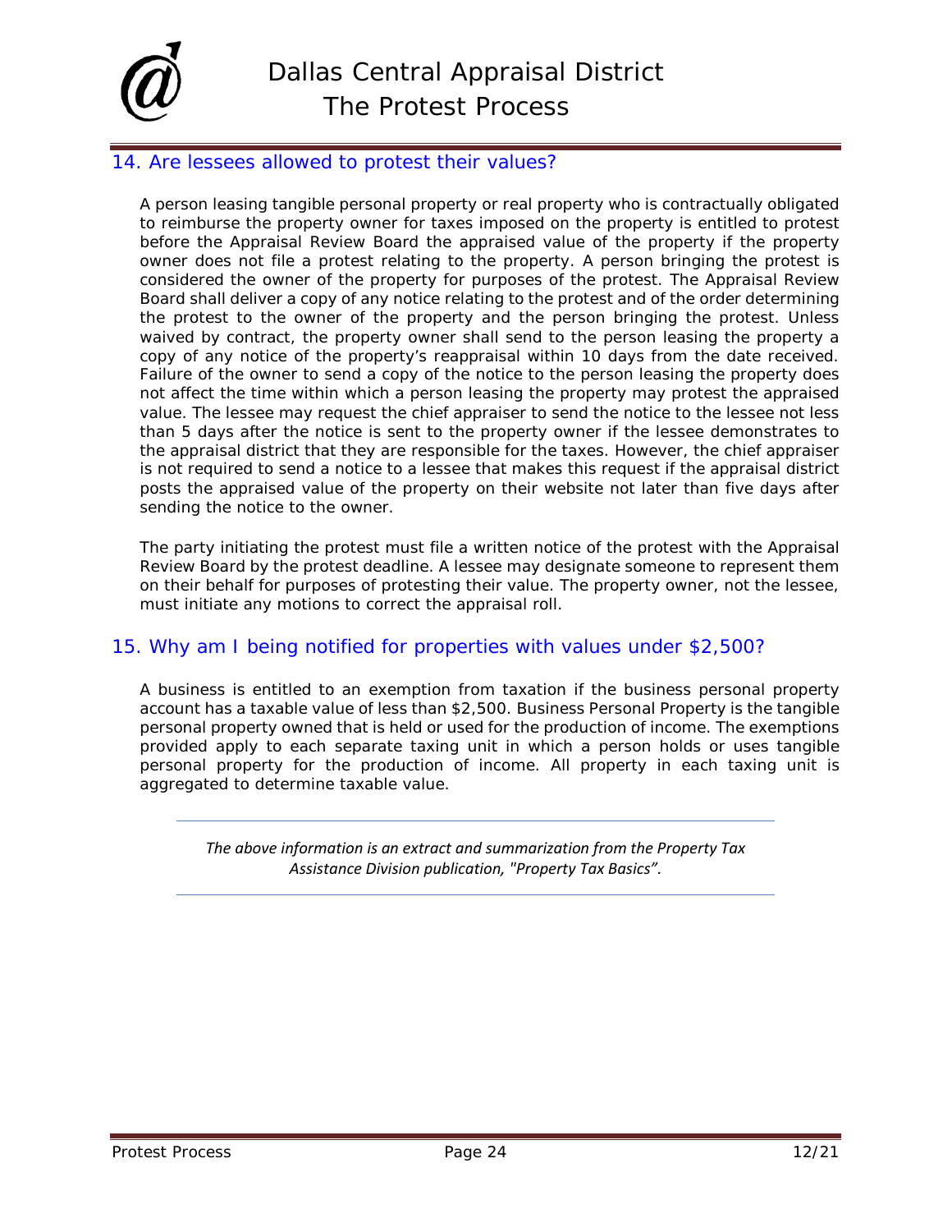## 14. Are lessees allowed to protest their values?

A person leasing tangible personal property or real property who is contractually obligated to reimburse the property owner for taxes imposed on the property is entitled to protest before the Appraisal Review Board the appraised value of the property if the property owner does not file a protest relating to the property. A person bringing the protest is considered the owner of the property for purposes of the protest. The Appraisal Review Board shall deliver a copy of any notice relating to the protest and of the order determining the protest to the owner of the property and the person bringing the protest. Unless waived by contract, the property owner shall send to the person leasing the property a copy of any notice of the property's reappraisal within 10 days from the date received. Failure of the owner to send a copy of the notice to the person leasing the property does not affect the time within which a person leasing the property may protest the appraised value. The lessee may request the chief appraiser to send the notice to the lessee not less than 5 days after the notice is sent to the property owner if the lessee demonstrates to the appraisal district that they are responsible for the taxes. However, the chief appraiser is not required to send a notice to a lessee that makes this request if the appraisal district posts the appraised value of the property on their website not later than five days after sending the notice to the owner.

The party initiating the protest must file a written notice of the protest with the Appraisal Review Board by the protest deadline. A lessee may designate someone to represent them on their behalf for purposes of protesting their value. The property owner, not the lessee, must initiate any motions to correct the appraisal roll.

## 15. Why am I being notified for properties with values under $2,500?

A business is entitled to an exemption from taxation if the business personal property account has a taxable value of less than $2,500. Business Personal Property is the tangible personal property owned that is held or used for the production of income. The exemptions provided apply to each separate taxing unit in which a person holds or uses tangible personal property for the production of income. All property in each taxing unit is aggregated to determine taxable value.

---

*The above information is an extract and summarization from the Property Tax Assistance Division publication, "Property Tax Basics".*

---